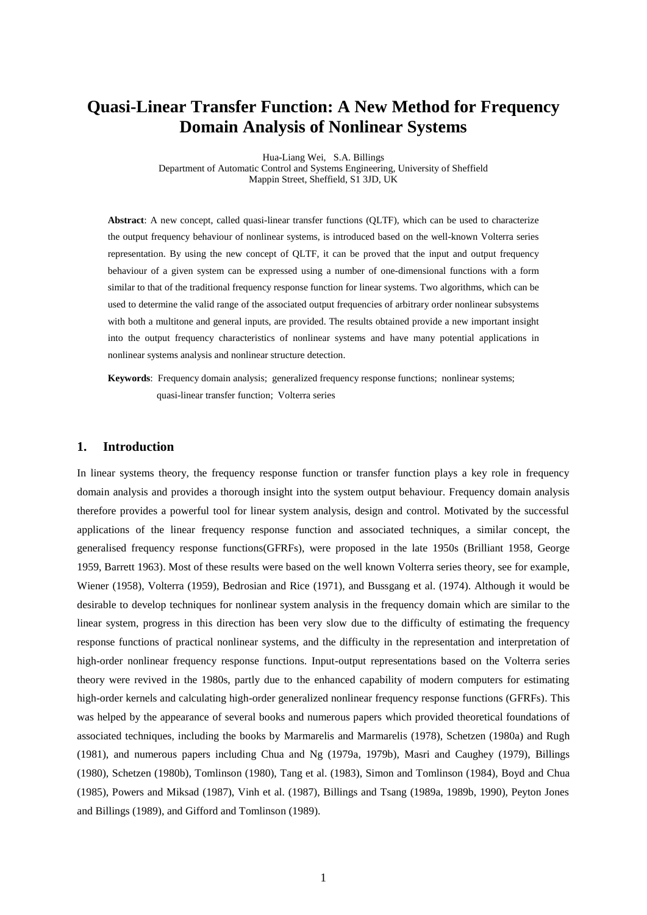# Quasi-Linear Transfer Function: A New Method for Frequency Domain Analysis of Nonlinear Systems

Hua-Liang Wei, S.A. Billings
Department of Automatic Control and Systems Engineering, University of Sheffield
Mappin Street, Sheffield, S1 3JD, UK

**Abstract**: A new concept, called quasi-linear transfer functions (QLTF), which can be used to characterize the output frequency behaviour of nonlinear systems, is introduced based on the well-known Volterra series representation. By using the new concept of QLTF, it can be proved that the input and output frequency behaviour of a given system can be expressed using a number of one-dimensional functions with a form similar to that of the traditional frequency response function for linear systems. Two algorithms, which can be used to determine the valid range of the associated output frequencies of arbitrary order nonlinear subsystems with both a multitone and general inputs, are provided. The results obtained provide a new important insight into the output frequency characteristics of nonlinear systems and have many potential applications in nonlinear systems analysis and nonlinear structure detection.

**Keywords**: Frequency domain analysis; generalized frequency response functions; nonlinear systems; quasi-linear transfer function; Volterra series

## 1. Introduction

In linear systems theory, the frequency response function or transfer function plays a key role in frequency domain analysis and provides a thorough insight into the system output behaviour. Frequency domain analysis therefore provides a powerful tool for linear system analysis, design and control. Motivated by the successful applications of the linear frequency response function and associated techniques, a similar concept, the generalised frequency response functions(GFRFs), were proposed in the late 1950s (Brilliant 1958, George 1959, Barrett 1963). Most of these results were based on the well known Volterra series theory, see for example, Wiener (1958), Volterra (1959), Bedrosian and Rice (1971), and Bussgang et al. (1974). Although it would be desirable to develop techniques for nonlinear system analysis in the frequency domain which are similar to the linear system, progress in this direction has been very slow due to the difficulty of estimating the frequency response functions of practical nonlinear systems, and the difficulty in the representation and interpretation of high-order nonlinear frequency response functions. Input-output representations based on the Volterra series theory were revived in the 1980s, partly due to the enhanced capability of modern computers for estimating high-order kernels and calculating high-order generalized nonlinear frequency response functions (GFRFs). This was helped by the appearance of several books and numerous papers which provided theoretical foundations of associated techniques, including the books by Marmarelis and Marmarelis (1978), Schetzen (1980a) and Rugh (1981), and numerous papers including Chua and Ng (1979a, 1979b), Masri and Caughey (1979), Billings (1980), Schetzen (1980b), Tomlinson (1980), Tang et al. (1983), Simon and Tomlinson (1984), Boyd and Chua (1985), Powers and Miksad (1987), Vinh et al. (1987), Billings and Tsang (1989a, 1989b, 1990), Peyton Jones and Billings (1989), and Gifford and Tomlinson (1989).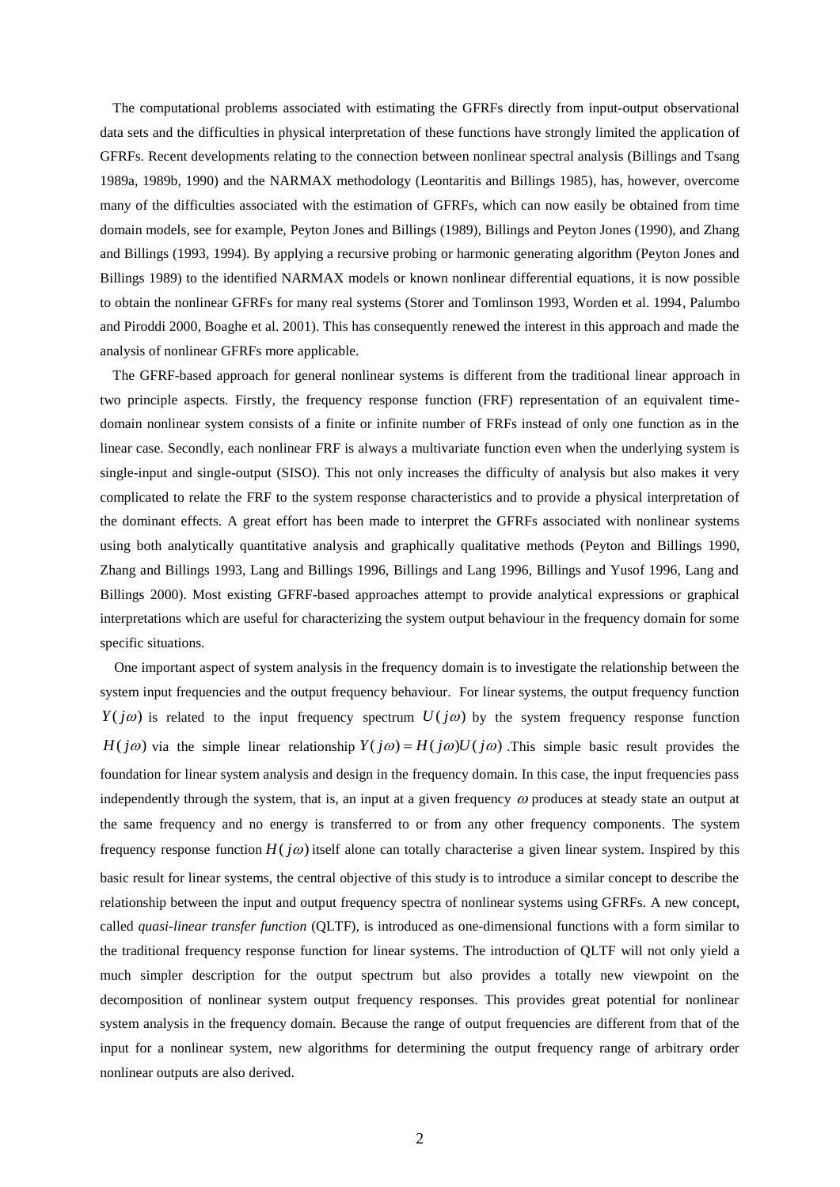The computational problems associated with estimating the GFRFs directly from input-output observational data sets and the difficulties in physical interpretation of these functions have strongly limited the application of GFRFs. Recent developments relating to the connection between nonlinear spectral analysis (Billings and Tsang 1989a, 1989b, 1990) and the NARMAX methodology (Leontaritis and Billings 1985), has, however, overcome many of the difficulties associated with the estimation of GFRFs, which can now easily be obtained from time domain models, see for example, Peyton Jones and Billings (1989), Billings and Peyton Jones (1990), and Zhang and Billings (1993, 1994). By applying a recursive probing or harmonic generating algorithm (Peyton Jones and Billings 1989) to the identified NARMAX models or known nonlinear differential equations, it is now possible to obtain the nonlinear GFRFs for many real systems (Storer and Tomlinson 1993, Worden et al. 1994, Palumbo and Piroddi 2000, Boaghe et al. 2001). This has consequently renewed the interest in this approach and made the analysis of nonlinear GFRFs more applicable.

The GFRF-based approach for general nonlinear systems is different from the traditional linear approach in two principle aspects. Firstly, the frequency response function (FRF) representation of an equivalent time-domain nonlinear system consists of a finite or infinite number of FRFs instead of only one function as in the linear case. Secondly, each nonlinear FRF is always a multivariate function even when the underlying system is single-input and single-output (SISO). This not only increases the difficulty of analysis but also makes it very complicated to relate the FRF to the system response characteristics and to provide a physical interpretation of the dominant effects. A great effort has been made to interpret the GFRFs associated with nonlinear systems using both analytically quantitative analysis and graphically qualitative methods (Peyton and Billings 1990, Zhang and Billings 1993, Lang and Billings 1996, Billings and Lang 1996, Billings and Yusof 1996, Lang and Billings 2000). Most existing GFRF-based approaches attempt to provide analytical expressions or graphical interpretations which are useful for characterizing the system output behaviour in the frequency domain for some specific situations.

One important aspect of system analysis in the frequency domain is to investigate the relationship between the system input frequencies and the output frequency behaviour. For linear systems, the output frequency function $Y(j\omega)$ is related to the input frequency spectrum $U(j\omega)$ by the system frequency response function $H(j\omega)$ via the simple linear relationship $Y(j\omega) = H(j\omega)U(j\omega)$ .This simple basic result provides the foundation for linear system analysis and design in the frequency domain. In this case, the input frequencies pass independently through the system, that is, an input at a given frequency $\omega$ produces at steady state an output at the same frequency and no energy is transferred to or from any other frequency components. The system frequency response function $H(j\omega)$ itself alone can totally characterise a given linear system. Inspired by this basic result for linear systems, the central objective of this study is to introduce a similar concept to describe the relationship between the input and output frequency spectra of nonlinear systems using GFRFs. A new concept, called *quasi-linear transfer function* (QLTF), is introduced as one-dimensional functions with a form similar to the traditional frequency response function for linear systems. The introduction of QLTF will not only yield a much simpler description for the output spectrum but also provides a totally new viewpoint on the decomposition of nonlinear system output frequency responses. This provides great potential for nonlinear system analysis in the frequency domain. Because the range of output frequencies are different from that of the input for a nonlinear system, new algorithms for determining the output frequency range of arbitrary order nonlinear outputs are also derived.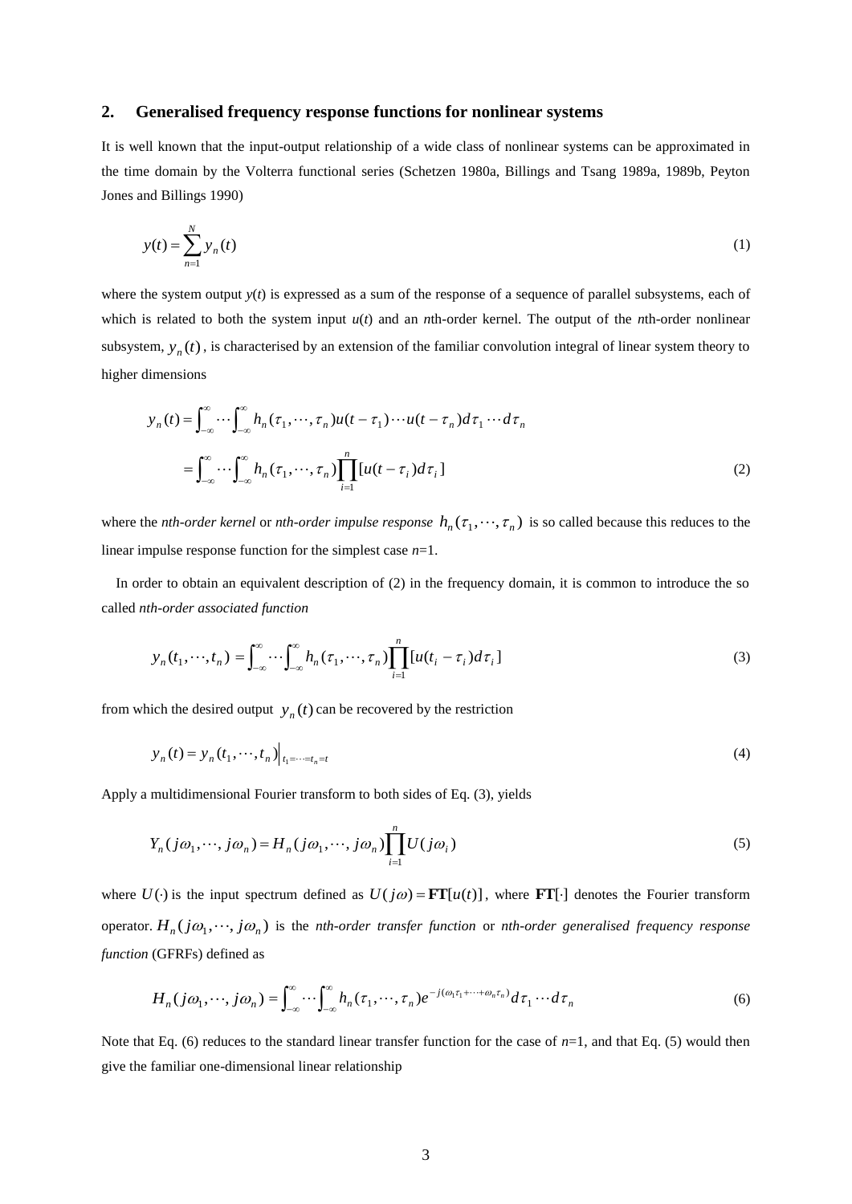## 2. Generalised frequency response functions for nonlinear systems

It is well known that the input-output relationship of a wide class of nonlinear systems can be approximated in the time domain by the Volterra functional series (Schetzen 1980a, Billings and Tsang 1989a, 1989b, Peyton Jones and Billings 1990)

$$y(t) = \sum_{n=1}^{N} y_n(t) \tag{1}$$

where the system output $y(t)$ is expressed as a sum of the response of a sequence of parallel subsystems, each of which is related to both the system input $u(t)$ and an $n$th-order kernel. The output of the $n$th-order nonlinear subsystem, $y_n(t)$, is characterised by an extension of the familiar convolution integral of linear system theory to higher dimensions

$$\begin{aligned} y_n(t) &= \int_{-\infty}^{\infty} \cdots \int_{-\infty}^{\infty} h_n(\tau_1, \cdots, \tau_n) u(t-\tau_1) \cdots u(t-\tau_n) d\tau_1 \cdots d\tau_n \\ &= \int_{-\infty}^{\infty} \cdots \int_{-\infty}^{\infty} h_n(\tau_1, \cdots, \tau_n) \prod_{i=1}^{n} [u(t-\tau_i) d\tau_i] \end{aligned} \tag{2}$$

where the *nth-order kernel* or *nth-order impulse response* $h_n(\tau_1, \cdots, \tau_n)$ is so called because this reduces to the linear impulse response function for the simplest case $n$=1.

In order to obtain an equivalent description of (2) in the frequency domain, it is common to introduce the so called *nth-order associated function*

$$y_n(t_1, \cdots, t_n) = \int_{-\infty}^{\infty} \cdots \int_{-\infty}^{\infty} h_n(\tau_1, \cdots, \tau_n) \prod_{i=1}^{n} [u(t_i - \tau_i) d\tau_i] \tag{3}$$

from which the desired output $y_n(t)$ can be recovered by the restriction

$$y_n(t) = y_n(t_1, \cdots, t_n)\big|_{t_1 = \cdots = t_n = t} \tag{4}$$

Apply a multidimensional Fourier transform to both sides of Eq. (3), yields

$$Y_n(j\omega_1, \cdots, j\omega_n) = H_n(j\omega_1, \cdots, j\omega_n) \prod_{i=1}^{n} U(j\omega_i) \tag{5}$$

where $U(\cdot)$ is the input spectrum defined as $U(j\omega) = \mathbf{FT}[u(t)]$, where $\mathbf{FT}[\cdot]$ denotes the Fourier transform operator. $H_n(j\omega_1, \cdots, j\omega_n)$ is the *nth-order transfer function* or *nth-order generalised frequency response function* (GFRFs) defined as

$$H_n(j\omega_1, \cdots, j\omega_n) = \int_{-\infty}^{\infty} \cdots \int_{-\infty}^{\infty} h_n(\tau_1, \cdots, \tau_n) e^{-j(\omega_1 \tau_1 + \cdots + \omega_n \tau_n)} d\tau_1 \cdots d\tau_n \tag{6}$$

Note that Eq. (6) reduces to the standard linear transfer function for the case of $n$=1, and that Eq. (5) would then give the familiar one-dimensional linear relationship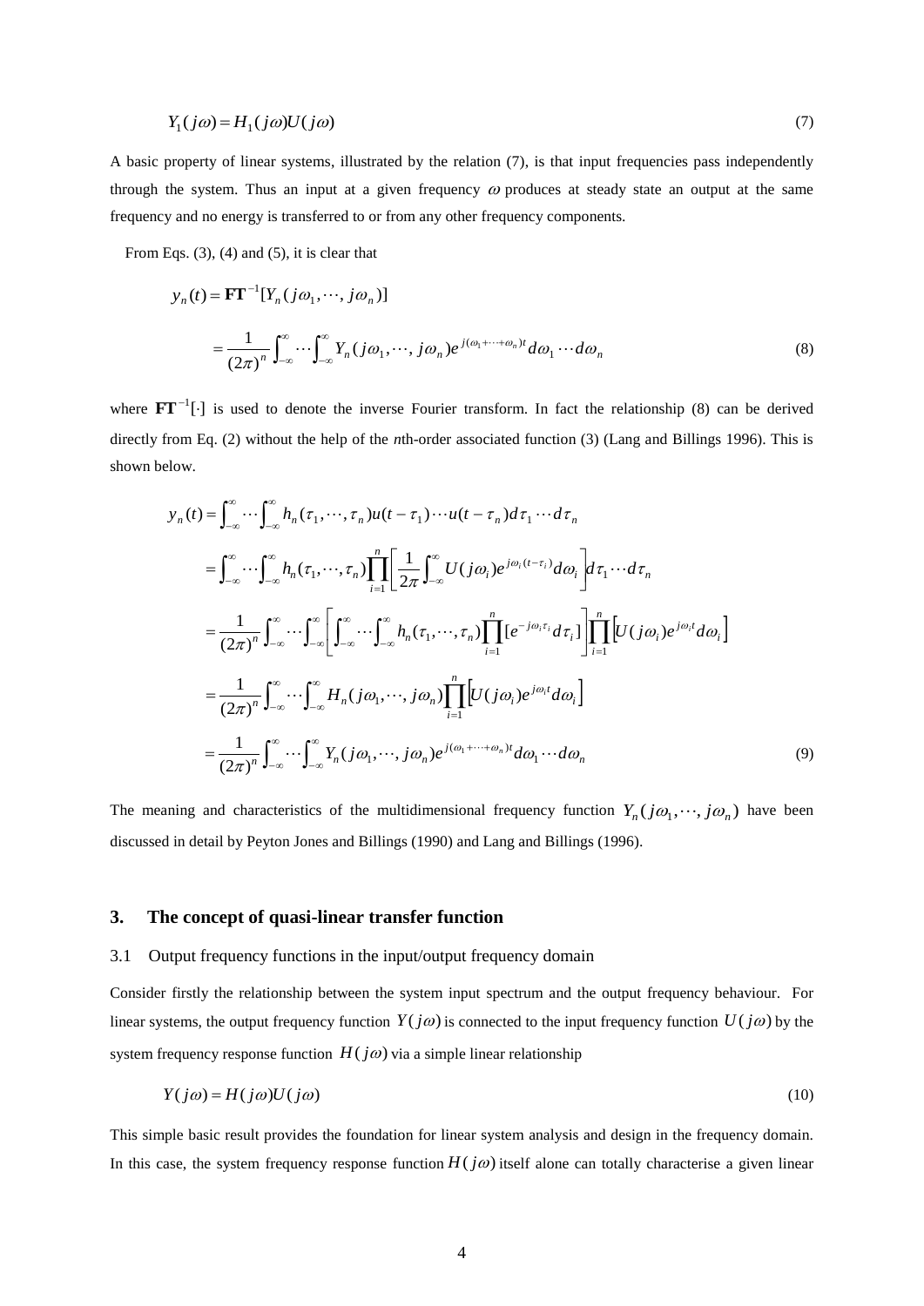$$Y_1(j\omega) = H_1(j\omega)U(j\omega) \tag{7}$$

A basic property of linear systems, illustrated by the relation (7), is that input frequencies pass independently through the system. Thus an input at a given frequency $\omega$ produces at steady state an output at the same frequency and no energy is transferred to or from any other frequency components.

From Eqs. (3), (4) and (5), it is clear that

$$\begin{aligned} y_n(t) &= \mathbf{FT}^{-1}[Y_n(j\omega_1, \cdots, j\omega_n)] \\ &= \frac{1}{(2\pi)^n}\int_{-\infty}^{\infty}\cdots\int_{-\infty}^{\infty} Y_n(j\omega_1, \cdots, j\omega_n)e^{j(\omega_1+\cdots+\omega_n)t}d\omega_1\cdots d\omega_n \end{aligned} \tag{8}$$

where $\mathbf{FT}^{-1}[\cdot]$ is used to denote the inverse Fourier transform. In fact the relationship (8) can be derived directly from Eq. (2) without the help of the *n*th-order associated function (3) (Lang and Billings 1996). This is shown below.

$$\begin{aligned} y_n(t) &= \int_{-\infty}^{\infty}\cdots\int_{-\infty}^{\infty} h_n(\tau_1, \cdots, \tau_n)u(t-\tau_1)\cdots u(t-\tau_n)d\tau_1\cdots d\tau_n \\ &= \int_{-\infty}^{\infty}\cdots\int_{-\infty}^{\infty} h_n(\tau_1, \cdots, \tau_n)\prod_{i=1}^{n}\left[\frac{1}{2\pi}\int_{-\infty}^{\infty}U(j\omega_i)e^{j\omega_i(t-\tau_i)}d\omega_i\right]d\tau_1\cdots d\tau_n \\ &= \frac{1}{(2\pi)^n}\int_{-\infty}^{\infty}\cdots\int_{-\infty}^{\infty}\left[\int_{-\infty}^{\infty}\cdots\int_{-\infty}^{\infty} h_n(\tau_1, \cdots, \tau_n)\prod_{i=1}^{n}[e^{-j\omega_i\tau_i}d\tau_i]\right]\prod_{i=1}^{n}\left[U(j\omega_i)e^{j\omega_i t}d\omega_i\right] \\ &= \frac{1}{(2\pi)^n}\int_{-\infty}^{\infty}\cdots\int_{-\infty}^{\infty} H_n(j\omega_1, \cdots, j\omega_n)\prod_{i=1}^{n}\left[U(j\omega_i)e^{j\omega_i t}d\omega_i\right] \\ &= \frac{1}{(2\pi)^n}\int_{-\infty}^{\infty}\cdots\int_{-\infty}^{\infty} Y_n(j\omega_1, \cdots, j\omega_n)e^{j(\omega_1+\cdots+\omega_n)t}d\omega_1\cdots d\omega_n \end{aligned} \tag{9}$$

The meaning and characteristics of the multidimensional frequency function $Y_n(j\omega_1, \cdots, j\omega_n)$ have been discussed in detail by Peyton Jones and Billings (1990) and Lang and Billings (1996).

## 3. The concept of quasi-linear transfer function

### 3.1 Output frequency functions in the input/output frequency domain

Consider firstly the relationship between the system input spectrum and the output frequency behaviour. For linear systems, the output frequency function $Y(j\omega)$ is connected to the input frequency function $U(j\omega)$ by the system frequency response function $H(j\omega)$ via a simple linear relationship

$$Y(j\omega) = H(j\omega)U(j\omega) \tag{10}$$

This simple basic result provides the foundation for linear system analysis and design in the frequency domain. In this case, the system frequency response function $H(j\omega)$ itself alone can totally characterise a given linear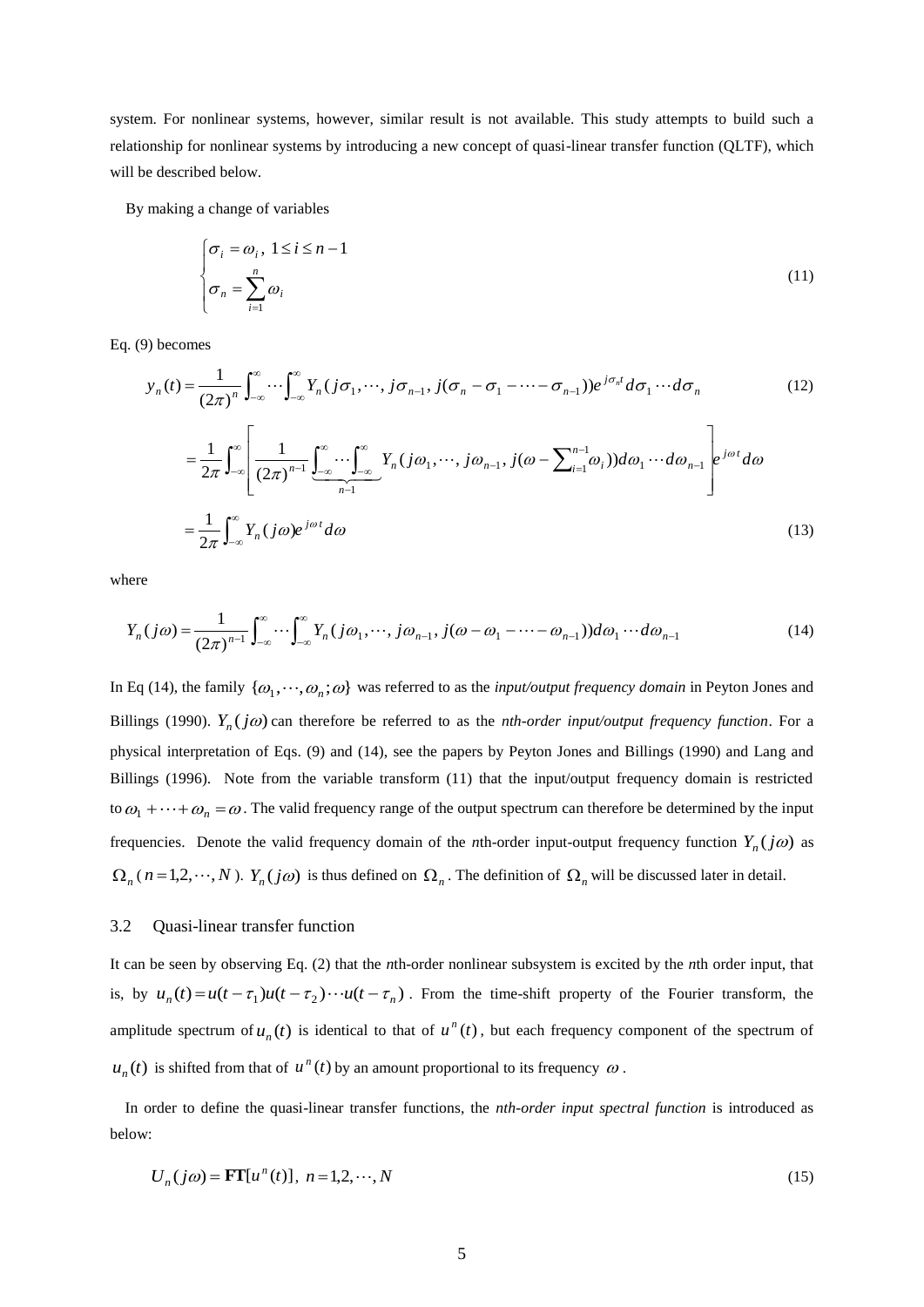system. For nonlinear systems, however, similar result is not available. This study attempts to build such a relationship for nonlinear systems by introducing a new concept of quasi-linear transfer function (QLTF), which will be described below.

By making a change of variables

$$
\begin{cases} \sigma_i = \omega_i, \; 1 \le i \le n-1 \\ \sigma_n = \sum_{i=1}^{n} \omega_i \end{cases} \tag{11}
$$

Eq. (9) becomes

$$
y_n(t) = \frac{1}{(2\pi)^n} \int_{-\infty}^{\infty} \cdots \int_{-\infty}^{\infty} Y_n(j\sigma_1, \cdots, j\sigma_{n-1}, j(\sigma_n - \sigma_1 - \cdots - \sigma_{n-1})) e^{j\sigma_n t} d\sigma_1 \cdots d\sigma_n \tag{12}
$$

$$
= \frac{1}{2\pi} \int_{-\infty}^{\infty} \left[ \frac{1}{(2\pi)^{n-1}} \underbrace{\int_{-\infty}^{\infty} \cdots \int_{-\infty}^{\infty}}_{n-1} Y_n(j\omega_1, \cdots, j\omega_{n-1}, j(\omega - \textstyle\sum_{i=1}^{n-1} \omega_i)) d\omega_1 \cdots d\omega_{n-1} \right] e^{j\omega t} d\omega
$$

$$
= \frac{1}{2\pi} \int_{-\infty}^{\infty} Y_n(j\omega) e^{j\omega t} d\omega \tag{13}
$$

where

$$
Y_n(j\omega) = \frac{1}{(2\pi)^{n-1}} \int_{-\infty}^{\infty} \cdots \int_{-\infty}^{\infty} Y_n(j\omega_1, \cdots, j\omega_{n-1}, j(\omega - \omega_1 - \cdots - \omega_{n-1})) d\omega_1 \cdots d\omega_{n-1} \tag{14}
$$

In Eq (14), the family $\{\omega_1, \cdots, \omega_n; \omega\}$ was referred to as the *input/output frequency domain* in Peyton Jones and Billings (1990). $Y_n(j\omega)$ can therefore be referred to as the *nth-order input/output frequency function*. For a physical interpretation of Eqs. (9) and (14), see the papers by Peyton Jones and Billings (1990) and Lang and Billings (1996). Note from the variable transform (11) that the input/output frequency domain is restricted to $\omega_1 + \cdots + \omega_n = \omega$. The valid frequency range of the output spectrum can therefore be determined by the input frequencies. Denote the valid frequency domain of the *n*th-order input-output frequency function $Y_n(j\omega)$ as $\Omega_n$ ($n = 1, 2, \cdots, N$). $Y_n(j\omega)$ is thus defined on $\Omega_n$. The definition of $\Omega_n$ will be discussed later in detail.

### 3.2 Quasi-linear transfer function

It can be seen by observing Eq. (2) that the *n*th-order nonlinear subsystem is excited by the *n*th order input, that is, by $u_n(t) = u(t-\tau_1)u(t-\tau_2)\cdots u(t-\tau_n)$. From the time-shift property of the Fourier transform, the amplitude spectrum of $u_n(t)$ is identical to that of $u^n(t)$, but each frequency component of the spectrum of $u_n(t)$ is shifted from that of $u^n(t)$ by an amount proportional to its frequency $\omega$.

In order to define the quasi-linear transfer functions, the *nth-order input spectral function* is introduced as below:

$$
U_n(j\omega) = \mathbf{FT}[u^n(t)], \; n = 1, 2, \cdots, N \tag{15}
$$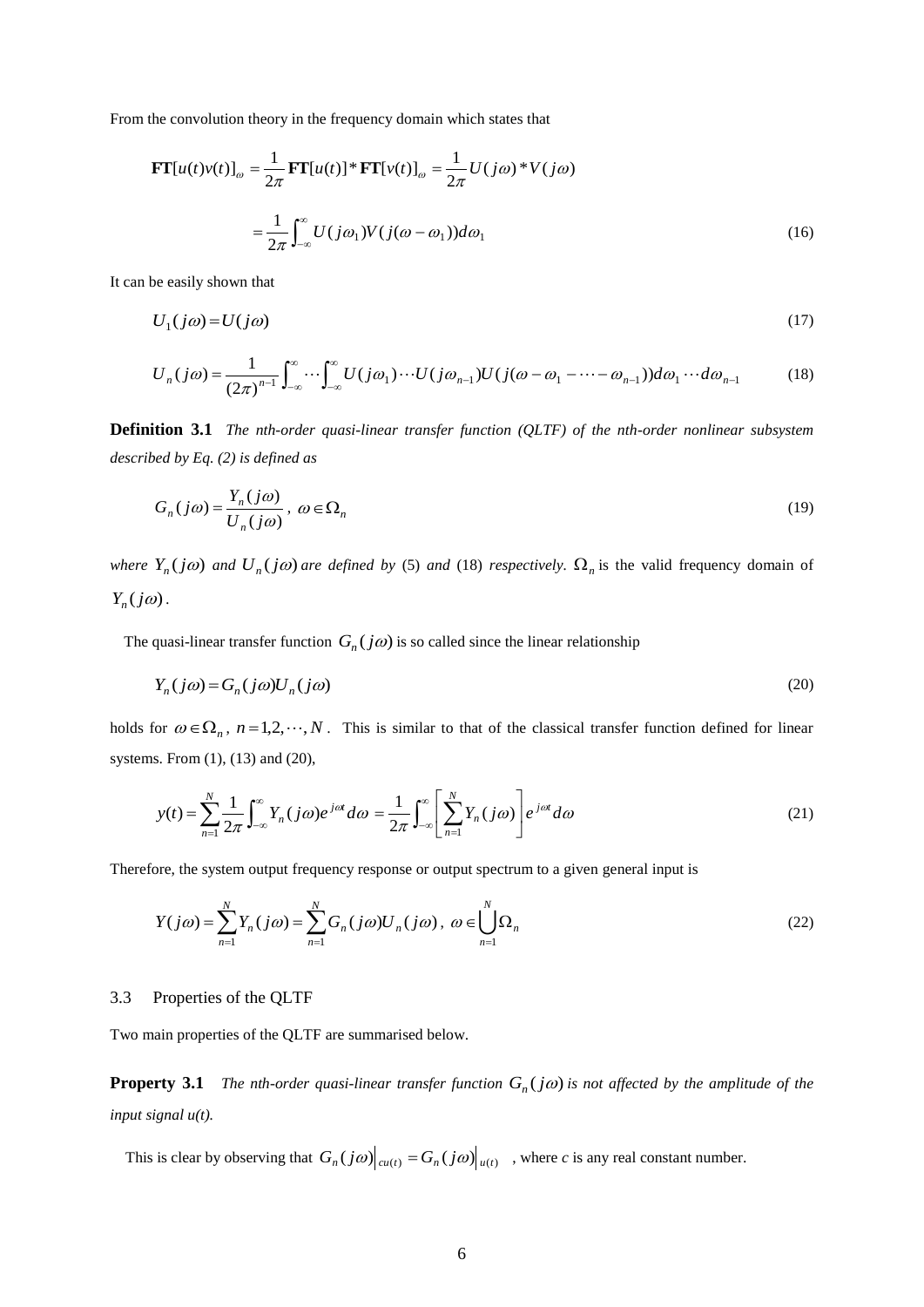From the convolution theory in the frequency domain which states that

$$\mathbf{FT}[u(t)v(t)]_{\omega} = \frac{1}{2\pi}\mathbf{FT}[u(t)] * \mathbf{FT}[v(t)]_{\omega} = \frac{1}{2\pi}U(j\omega) * V(j\omega)$$

$$= \frac{1}{2\pi}\int_{-\infty}^{\infty} U(j\omega_1)V(j(\omega - \omega_1))d\omega_1 \tag{16}$$

It can be easily shown that

$$U_1(j\omega) = U(j\omega) \tag{17}$$

$$U_n(j\omega) = \frac{1}{(2\pi)^{n-1}}\int_{-\infty}^{\infty}\cdots\int_{-\infty}^{\infty} U(j\omega_1)\cdots U(j\omega_{n-1})U(j(\omega - \omega_1 - \cdots - \omega_{n-1}))d\omega_1\cdots d\omega_{n-1} \tag{18}$$

**Definition 3.1** *The nth-order quasi-linear transfer function (QLTF) of the nth-order nonlinear subsystem described by Eq. (2) is defined as*

$$G_n(j\omega) = \frac{Y_n(j\omega)}{U_n(j\omega)}, \ \omega \in \Omega_n \tag{19}$$

*where* $Y_n(j\omega)$ *and* $U_n(j\omega)$ *are defined by* (5) *and* (18) *respectively.* $\Omega_n$ is the valid frequency domain of $Y_n(j\omega)$.

The quasi-linear transfer function $G_n(j\omega)$ is so called since the linear relationship

$$Y_n(j\omega) = G_n(j\omega)U_n(j\omega) \tag{20}$$

holds for $\omega \in \Omega_n$, $n = 1, 2, \cdots, N$. This is similar to that of the classical transfer function defined for linear systems. From (1), (13) and (20),

$$y(t) = \sum_{n=1}^{N}\frac{1}{2\pi}\int_{-\infty}^{\infty} Y_n(j\omega)e^{j\omega t}d\omega = \frac{1}{2\pi}\int_{-\infty}^{\infty}\left[\sum_{n=1}^{N} Y_n(j\omega)\right]e^{j\omega t}d\omega \tag{21}$$

Therefore, the system output frequency response or output spectrum to a given general input is

$$Y(j\omega) = \sum_{n=1}^{N} Y_n(j\omega) = \sum_{n=1}^{N} G_n(j\omega)U_n(j\omega), \ \omega \in \bigcup_{n=1}^{N}\Omega_n \tag{22}$$

### 3.3 Properties of the QLTF

Two main properties of the QLTF are summarised below.

**Property 3.1** *The nth-order quasi-linear transfer function* $G_n(j\omega)$ *is not affected by the amplitude of the input signal u(t).*

This is clear by observing that $G_n(j\omega)\big|_{cu(t)} = G_n(j\omega)\big|_{u(t)}$ , where *c* is any real constant number.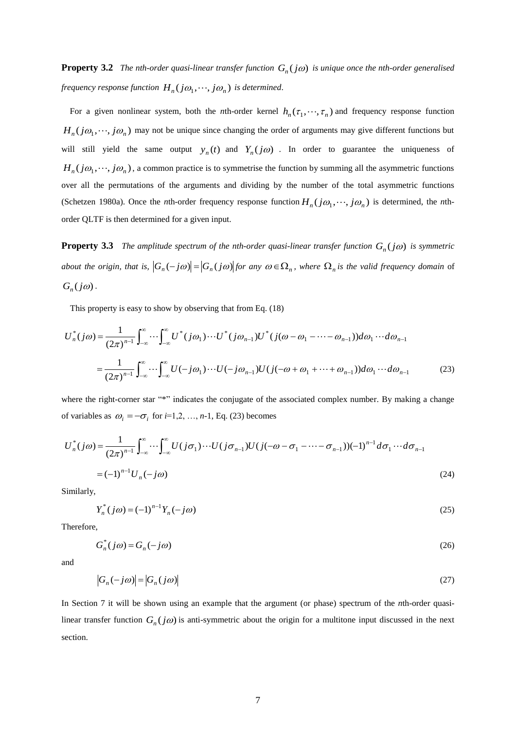**Property 3.2** *The nth-order quasi-linear transfer function* $G_n(j\omega)$ *is unique once the nth-order generalised frequency response function* $H_n(j\omega_1,\cdots,j\omega_n)$ *is determined*.

For a given nonlinear system, both the *n*th-order kernel $h_n(\tau_1,\cdots,\tau_n)$ and frequency response function $H_n(j\omega_1,\cdots,j\omega_n)$ may not be unique since changing the order of arguments may give different functions but will still yield the same output $y_n(t)$ and $Y_n(j\omega)$. In order to guarantee the uniqueness of $H_n(j\omega_1,\cdots,j\omega_n)$, a common practice is to symmetrise the function by summing all the asymmetric functions over all the permutations of the arguments and dividing by the number of the total asymmetric functions (Schetzen 1980a). Once the *n*th-order frequency response function $H_n(j\omega_1,\cdots,j\omega_n)$ is determined, the *n*th-order QLTF is then determined for a given input.

**Property 3.3** *The amplitude spectrum of the nth-order quasi-linear transfer function* $G_n(j\omega)$ *is symmetric about the origin, that is,* $|G_n(-j\omega)| = |G_n(j\omega)|$ *for any* $\omega \in \Omega_n$*, where* $\Omega_n$ *is the valid frequency domain* of $G_n(j\omega)$.

This property is easy to show by observing that from Eq. (18)

$$
\begin{aligned}
U_n^*(j\omega) &= \frac{1}{(2\pi)^{n-1}}\int_{-\infty}^{\infty}\cdots\int_{-\infty}^{\infty} U^*(j\omega_1)\cdots U^*(j\omega_{n-1})U^*(j(\omega-\omega_1-\cdots-\omega_{n-1}))d\omega_1\cdots d\omega_{n-1} \\
&= \frac{1}{(2\pi)^{n-1}}\int_{-\infty}^{\infty}\cdots\int_{-\infty}^{\infty} U(-j\omega_1)\cdots U(-j\omega_{n-1})U(j(-\omega+\omega_1+\cdots+\omega_{n-1}))d\omega_1\cdots d\omega_{n-1}
\end{aligned} \tag{23}
$$

where the right-corner star "*" indicates the conjugate of the associated complex number. By making a change of variables as $\omega_i = -\sigma_i$ for *i*=1,2, …, *n*-1, Eq. (23) becomes

$$
\begin{aligned}
U_n^*(j\omega) &= \frac{1}{(2\pi)^{n-1}}\int_{-\infty}^{\infty}\cdots\int_{-\infty}^{\infty} U(j\sigma_1)\cdots U(j\sigma_{n-1})U(j(-\omega-\sigma_1-\cdots-\sigma_{n-1}))(-1)^{n-1}d\sigma_1\cdots d\sigma_{n-1} \\
&= (-1)^{n-1}U_n(-j\omega)
\end{aligned} \tag{24}
$$

Similarly,

$$
Y_n^*(j\omega) = (-1)^{n-1}Y_n(-j\omega) \tag{25}
$$

Therefore,

$$
G_n^*(j\omega) = G_n(-j\omega) \tag{26}
$$

and

$$
|G_n(-j\omega)| = |G_n(j\omega)| \tag{27}
$$

In Section 7 it will be shown using an example that the argument (or phase) spectrum of the *n*th-order quasi-linear transfer function $G_n(j\omega)$ is anti-symmetric about the origin for a multitone input discussed in the next section.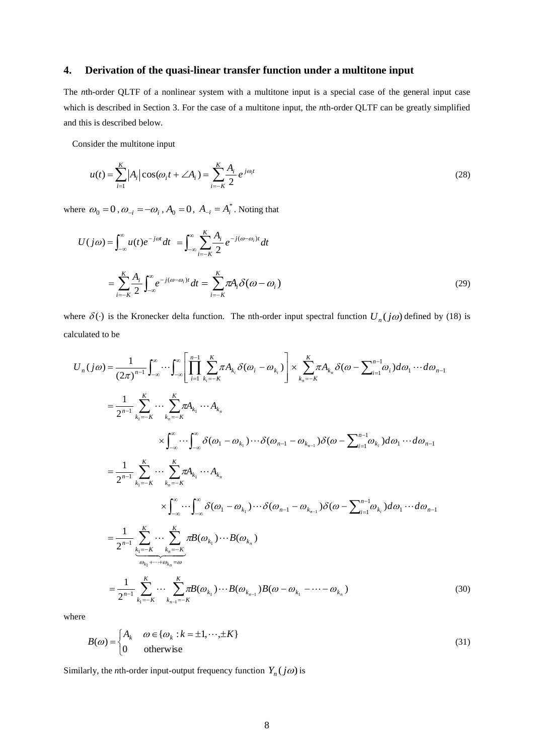## 4. Derivation of the quasi-linear transfer function under a multitone input

The *n*th-order QLTF of a nonlinear system with a multitone input is a special case of the general input case which is described in Section 3. For the case of a multitone input, the *n*th-order QLTF can be greatly simplified and this is described below.

Consider the multitone input

$$u(t) = \sum_{i=1}^{K} |A_i| \cos(\omega_i t + \angle A_i) = \sum_{i=-K}^{K} \frac{A_i}{2} e^{j\omega_i t} \tag{28}$$

where $\omega_0 = 0$, $\omega_{-i} = -\omega_i$, $A_0 = 0$, $A_{-i} = A_i^*$. Noting that

$$\begin{aligned}
U(j\omega) &= \int_{-\infty}^{\infty} u(t) e^{-j\omega t} dt \; = \int_{-\infty}^{\infty} \sum_{i=-K}^{K} \frac{A_i}{2} e^{-j(\omega - \omega_i)t} dt \\
&= \sum_{i=-K}^{K} \frac{A_i}{2} \int_{-\infty}^{\infty} e^{-j(\omega-\omega_i)t} dt = \sum_{i=-K}^{K} \pi A_i \delta(\omega - \omega_i)
\end{aligned} \tag{29}$$

where $\delta(\cdot)$ is the Kronecker delta function. The nth-order input spectral function $U_n(j\omega)$ defined by (18) is calculated to be

$$\begin{aligned}
U_n(j\omega) &= \frac{1}{(2\pi)^{n-1}} \int_{-\infty}^{\infty} \cdots \int_{-\infty}^{\infty} \left[ \prod_{i=1}^{n-1} \sum_{k_i=-K}^{K} \pi A_{k_i} \delta(\omega_i - \omega_{k_i}) \right] \times \sum_{k_n=-K}^{K} \pi A_{k_n} \delta(\omega - \textstyle\sum_{i=1}^{n-1} \omega_i) d\omega_1 \cdots d\omega_{n-1} \\
&= \frac{1}{2^{n-1}} \sum_{k_1=-K}^{K} \cdots \sum_{k_n=-K}^{K} \pi A_{k_1} \cdots A_{k_n} \\
&\qquad \times \int_{-\infty}^{\infty} \cdots \int_{-\infty}^{\infty} \delta(\omega_1 - \omega_{k_1}) \cdots \delta(\omega_{n-1} - \omega_{k_{n-1}}) \delta(\omega - \textstyle\sum_{i=1}^{n-1} \omega_{k_i}) d\omega_1 \cdots d\omega_{n-1} \\
&= \frac{1}{2^{n-1}} \sum_{k_1=-K}^{K} \cdots \sum_{k_n=-K}^{K} \pi A_{k_1} \cdots A_{k_n} \\
&\qquad \times \int_{-\infty}^{\infty} \cdots \int_{-\infty}^{\infty} \delta(\omega_1 - \omega_{k_1}) \cdots \delta(\omega_{n-1} - \omega_{k_{n-1}}) \delta(\omega - \textstyle\sum_{i=1}^{n-1} \omega_{k_i}) d\omega_1 \cdots d\omega_{n-1} \\
&= \frac{1}{2^{n-1}} \underbrace{\sum_{k_1=-K}^{K} \cdots \sum_{k_n=-K}^{K}}_{\omega_{k_1} + \cdots + \omega_{k_n} = \omega} \pi B(\omega_{k_1}) \cdots B(\omega_{k_n}) \\
&= \frac{1}{2^{n-1}} \sum_{k_1=-K}^{K} \cdots \sum_{k_{n-1}=-K}^{K} \pi B(\omega_{k_1}) \cdots B(\omega_{k_{n-1}}) B(\omega - \omega_{k_1} - \cdots - \omega_{k_n})
\end{aligned} \tag{30}$$

where

$$B(\omega) = \begin{cases} A_k & \omega \in \{\omega_k : k = \pm 1, \cdots, \pm K\} \\ 0 & \text{otherwise} \end{cases} \tag{31}$$

Similarly, the *n*th-order input-output frequency function $Y_n(j\omega)$ is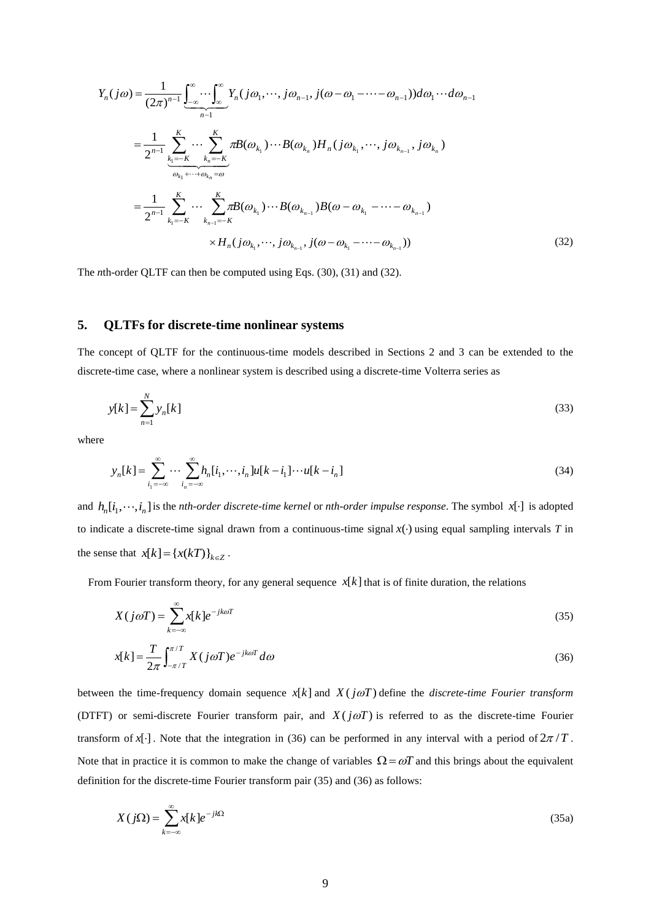$$
\begin{aligned}
Y_n(j\omega) &= \frac{1}{(2\pi)^{n-1}} \underbrace{\int_{-\infty}^{\infty} \cdots \int_{\infty}^{\infty}}_{n-1} Y_n(j\omega_1, \cdots, j\omega_{n-1}, j(\omega - \omega_1 - \cdots - \omega_{n-1})) d\omega_1 \cdots d\omega_{n-1} \\
&= \frac{1}{2^{n-1}} \underbrace{\sum_{k_1=-K}^{K} \cdots \sum_{k_n=-K}^{K}}_{\omega_{k_1} + \cdots + \omega_{k_n} = \omega} \pi B(\omega_{k_1}) \cdots B(\omega_{k_n}) H_n(j\omega_{k_1}, \cdots, j\omega_{k_{n-1}}, j\omega_{k_n}) \\
&= \frac{1}{2^{n-1}} \sum_{k_1=-K}^{K} \cdots \sum_{k_{n-1}=-K}^{K} \pi B(\omega_{k_1}) \cdots B(\omega_{k_{n-1}}) B(\omega - \omega_{k_1} - \cdots - \omega_{k_{n-1}}) \\
&\qquad \times H_n(j\omega_{k_1}, \cdots, j\omega_{k_{n-1}}, j(\omega - \omega_{k_1} - \cdots - \omega_{k_{n-1}}))
\end{aligned} \tag{32}
$$

The *n*th-order QLTF can then be computed using Eqs. (30), (31) and (32).

## 5. QLTFs for discrete-time nonlinear systems

The concept of QLTF for the continuous-time models described in Sections 2 and 3 can be extended to the discrete-time case, where a nonlinear system is described using a discrete-time Volterra series as

$$
y[k] = \sum_{n=1}^{N} y_n[k] \tag{33}
$$

where

$$
y_n[k] = \sum_{i_1=-\infty}^{\infty} \cdots \sum_{i_n=-\infty}^{\infty} h_n[i_1, \cdots, i_n] u[k - i_1] \cdots u[k - i_n] \tag{34}
$$

and $h_n[i_1, \cdots, i_n]$ is the *nth-order discrete-time kernel* or *nth-order impulse response*. The symbol $x[\cdot]$ is adopted to indicate a discrete-time signal drawn from a continuous-time signal $x(\cdot)$ using equal sampling intervals $T$ in the sense that $x[k] = \{x(kT)\}_{k \in Z}$.

From Fourier transform theory, for any general sequence $x[k]$ that is of finite duration, the relations

$$
X(j\omega T) = \sum_{k=-\infty}^{\infty} x[k] e^{-jk\omega T} \tag{35}
$$

$$
x[k] = \frac{T}{2\pi} \int_{-\pi/T}^{\pi/T} X(j\omega T) e^{-jk\omega T} d\omega \tag{36}
$$

between the time-frequency domain sequence $x[k]$ and $X(j\omega T)$ define the *discrete-time Fourier transform* (DTFT) or semi-discrete Fourier transform pair, and $X(j\omega T)$ is referred to as the discrete-time Fourier transform of $x[\cdot]$. Note that the integration in (36) can be performed in any interval with a period of $2\pi / T$. Note that in practice it is common to make the change of variables $\Omega = \omega T$ and this brings about the equivalent definition for the discrete-time Fourier transform pair (35) and (36) as follows:

$$
X(j\Omega) = \sum_{k=-\infty}^{\infty} x[k] e^{-jk\Omega} \tag{35a}
$$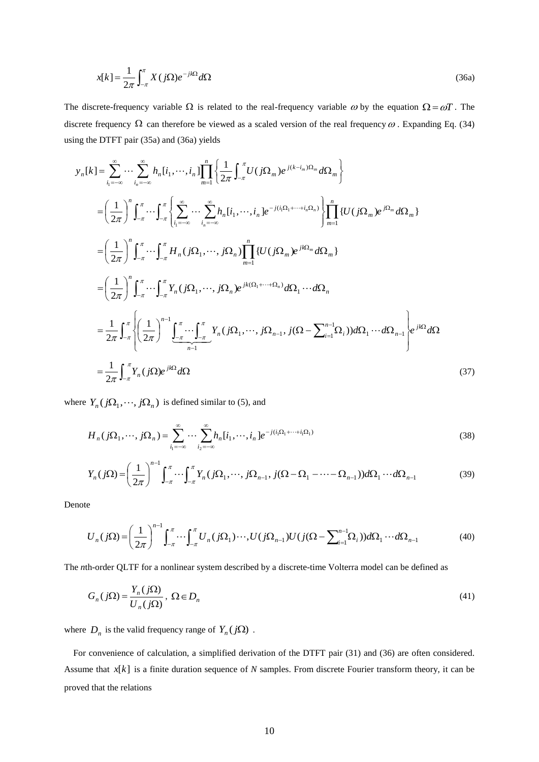$$x[k] = \frac{1}{2\pi}\int_{-\pi}^{\pi} X(j\Omega)e^{-jk\Omega}d\Omega \tag{36a}$$

The discrete-frequency variable $\Omega$ is related to the real-frequency variable $\omega$ by the equation $\Omega = \omega T$. The discrete frequency $\Omega$ can therefore be viewed as a scaled version of the real frequency $\omega$. Expanding Eq. (34) using the DTFT pair (35a) and (36a) yields

$$\begin{aligned}
y_n[k] &= \sum_{i_1=-\infty}^{\infty}\cdots\sum_{i_n=-\infty}^{\infty} h_n[i_1,\cdots,i_n]\prod_{m=1}^{n}\left\{\frac{1}{2\pi}\int_{-\pi}^{\pi}U(j\Omega_m)e^{j(k-i_m)\Omega_m}d\Omega_m\right\} \\
&= \left(\frac{1}{2\pi}\right)^n \int_{-\pi}^{\pi}\cdots\int_{-\pi}^{\pi}\left\{\sum_{i_1=-\infty}^{\infty}\cdots\sum_{i_n=-\infty}^{\infty} h_n[i_1,\cdots,i_n]e^{-j(i_1\Omega_1+\cdots+i_n\Omega_n)}\right\}\prod_{m=1}^{n}\{U(j\Omega_m)e^{j\Omega_m}d\Omega_m\} \\
&= \left(\frac{1}{2\pi}\right)^n \int_{-\pi}^{\pi}\cdots\int_{-\pi}^{\pi} H_n(j\Omega_1,\cdots,j\Omega_n)\prod_{m=1}^{n}\{U(j\Omega_m)e^{jk\Omega_m}d\Omega_m\} \\
&= \left(\frac{1}{2\pi}\right)^n \int_{-\pi}^{\pi}\cdots\int_{-\pi}^{\pi} Y_n(j\Omega_1,\cdots,j\Omega_n)e^{jk(\Omega_1+\cdots+\Omega_n)}d\Omega_1\cdots d\Omega_n \\
&= \frac{1}{2\pi}\int_{-\pi}^{\pi}\left\{\left(\frac{1}{2\pi}\right)^{n-1}\underbrace{\int_{-\pi}^{\pi}\cdots\int_{-\pi}^{\pi}}_{n-1} Y_n(j\Omega_1,\cdots,j\Omega_{n-1},j(\Omega-\textstyle\sum_{i=1}^{n-1}\Omega_i))d\Omega_1\cdots d\Omega_{n-1}\right\}e^{jk\Omega}d\Omega \\
&= \frac{1}{2\pi}\int_{-\pi}^{\pi} Y_n(j\Omega)e^{jk\Omega}d\Omega
\end{aligned} \tag{37}$$

where $Y_n(j\Omega_1,\cdots,j\Omega_n)$ is defined similar to (5), and

$$H_n(j\Omega_1,\cdots,j\Omega_n) = \sum_{i_1=-\infty}^{\infty}\cdots\sum_{i_2=-\infty}^{\infty} h_n[i_1,\cdots,i_n]e^{-j(i_1\Omega_1+\cdots+i_1\Omega_1)} \tag{38}$$

$$Y_n(j\Omega) = \left(\frac{1}{2\pi}\right)^{n-1}\int_{-\pi}^{\pi}\cdots\int_{-\pi}^{\pi} Y_n(j\Omega_1,\cdots,j\Omega_{n-1},j(\Omega-\Omega_1-\cdots-\Omega_{n-1}))d\Omega_1\cdots d\Omega_{n-1} \tag{39}$$

Denote

$$U_n(j\Omega) = \left(\frac{1}{2\pi}\right)^{n-1}\int_{-\pi}^{\pi}\cdots\int_{-\pi}^{\pi} U_n(j\Omega_1)\cdots,U(j\Omega_{n-1})U(j(\Omega-\textstyle\sum_{i=1}^{n-1}\Omega_i))d\Omega_1\cdots d\Omega_{n-1} \tag{40}$$

The *n*th-order QLTF for a nonlinear system described by a discrete-time Volterra model can be defined as

$$G_n(j\Omega) = \frac{Y_n(j\Omega)}{U_n(j\Omega)},\ \Omega \in D_n \tag{41}$$

where $D_n$ is the valid frequency range of $Y_n(j\Omega)$ .

For convenience of calculation, a simplified derivation of the DTFT pair (31) and (36) are often considered. Assume that $x[k]$ is a finite duration sequence of *N* samples. From discrete Fourier transform theory, it can be proved that the relations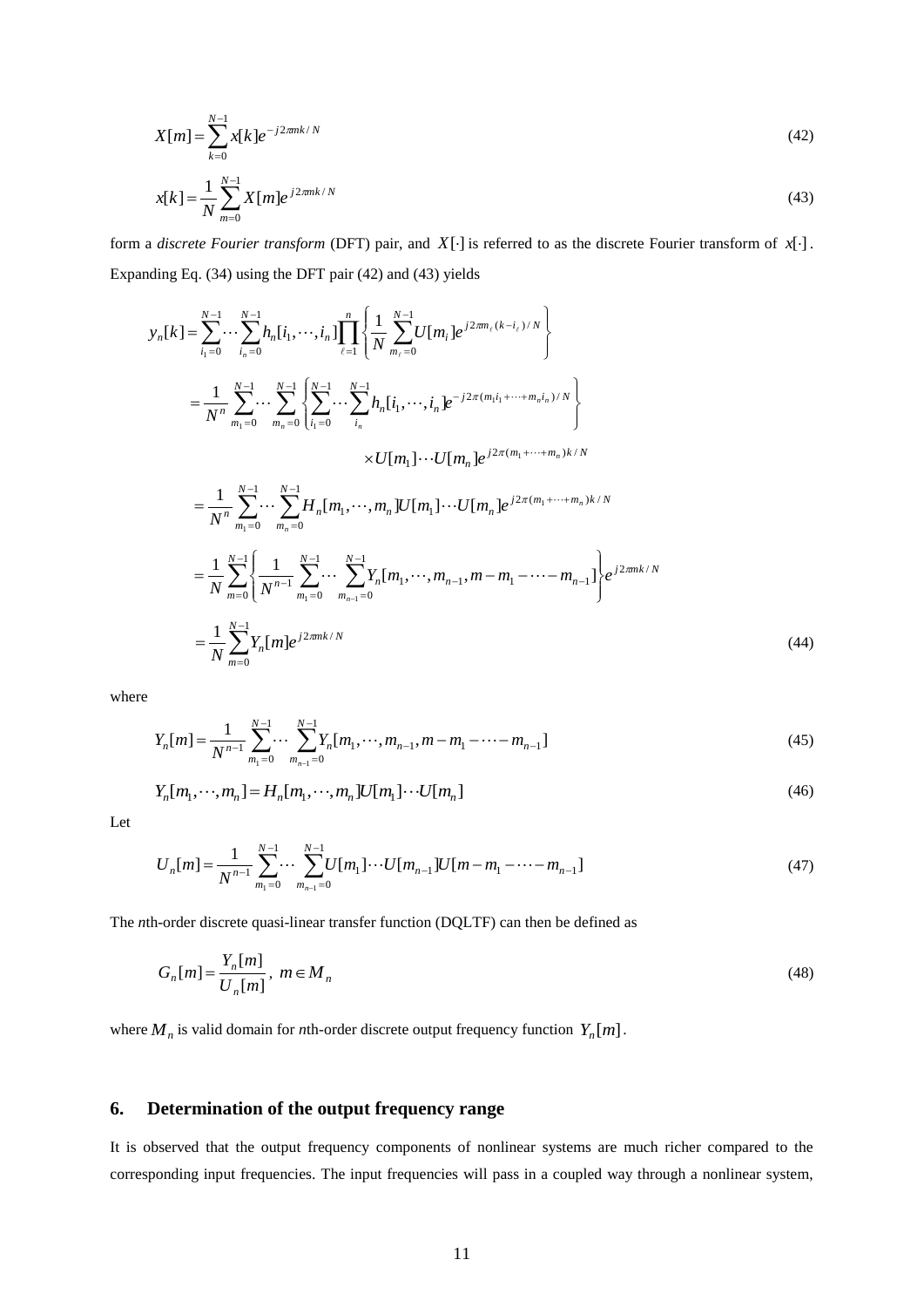$$X[m] = \sum_{k=0}^{N-1} x[k] e^{-j2\pi mk/N} \tag{42}$$

$$x[k] = \frac{1}{N} \sum_{m=0}^{N-1} X[m] e^{j2\pi mk/N} \tag{43}$$

form a *discrete Fourier transform* (DFT) pair, and $X[\cdot]$ is referred to as the discrete Fourier transform of $x[\cdot]$. Expanding Eq. (34) using the DFT pair (42) and (43) yields

$$\begin{aligned}
y_n[k] &= \sum_{i_1=0}^{N-1} \cdots \sum_{i_n=0}^{N-1} h_n[i_1, \cdots, i_n] \prod_{\ell=1}^{n} \left\{ \frac{1}{N} \sum_{m_\ell=0}^{N-1} U[m_i] e^{j2\pi m_\ell (k-i_\ell)/N} \right\} \\
&= \frac{1}{N^n} \sum_{m_1=0}^{N-1} \cdots \sum_{m_n=0}^{N-1} \left\{ \sum_{i_1=0}^{N-1} \cdots \sum_{i_n}^{N-1} h_n[i_1, \cdots, i_n] e^{-j2\pi (m_1 i_1 + \cdots + m_n i_n)/N} \right\} \\
&\qquad\qquad \times U[m_1] \cdots U[m_n] e^{j2\pi (m_1 + \cdots + m_n)k/N} \\
&= \frac{1}{N^n} \sum_{m_1=0}^{N-1} \cdots \sum_{m_n=0}^{N-1} H_n[m_1, \cdots, m_n] U[m_1] \cdots U[m_n] e^{j2\pi (m_1 + \cdots + m_n)k/N} \\
&= \frac{1}{N} \sum_{m=0}^{N-1} \left\{ \frac{1}{N^{n-1}} \sum_{m_1=0}^{N-1} \cdots \sum_{m_{n-1}=0}^{N-1} Y_n[m_1, \cdots, m_{n-1}, m - m_1 - \cdots - m_{n-1}] \right\} e^{j2\pi mk/N} \\
&= \frac{1}{N} \sum_{m=0}^{N-1} Y_n[m] e^{j2\pi mk/N}
\end{aligned} \tag{44}$$

where

$$Y_n[m] = \frac{1}{N^{n-1}} \sum_{m_1=0}^{N-1} \cdots \sum_{m_{n-1}=0}^{N-1} Y_n[m_1, \cdots, m_{n-1}, m - m_1 - \cdots - m_{n-1}] \tag{45}$$

$$Y_n[m_1, \cdots, m_n] = H_n[m_1, \cdots, m_n] U[m_1] \cdots U[m_n] \tag{46}$$

Let

$$U_n[m] = \frac{1}{N^{n-1}} \sum_{m_1=0}^{N-1} \cdots \sum_{m_{n-1}=0}^{N-1} U[m_1] \cdots U[m_{n-1}] U[m - m_1 - \cdots - m_{n-1}] \tag{47}$$

The *n*th-order discrete quasi-linear transfer function (DQLTF) can then be defined as

$$G_n[m] = \frac{Y_n[m]}{U_n[m]}, \; m \in M_n \tag{48}$$

where $M_n$ is valid domain for *n*th-order discrete output frequency function $Y_n[m]$.

## 6. Determination of the output frequency range

It is observed that the output frequency components of nonlinear systems are much richer compared to the corresponding input frequencies. The input frequencies will pass in a coupled way through a nonlinear system,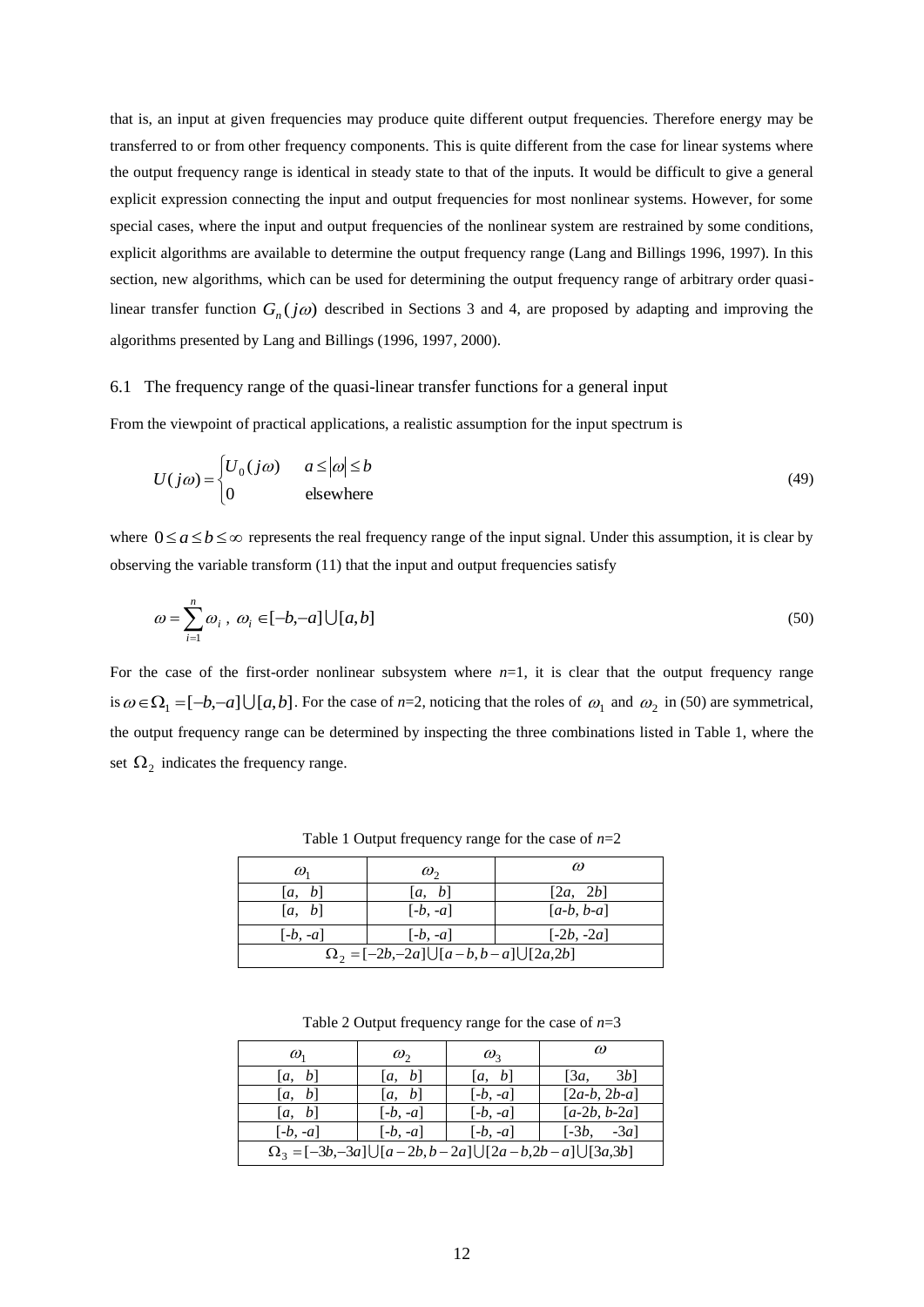that is, an input at given frequencies may produce quite different output frequencies. Therefore energy may be transferred to or from other frequency components. This is quite different from the case for linear systems where the output frequency range is identical in steady state to that of the inputs. It would be difficult to give a general explicit expression connecting the input and output frequencies for most nonlinear systems. However, for some special cases, where the input and output frequencies of the nonlinear system are restrained by some conditions, explicit algorithms are available to determine the output frequency range (Lang and Billings 1996, 1997). In this section, new algorithms, which can be used for determining the output frequency range of arbitrary order quasi-linear transfer function $G_n(j\omega)$ described in Sections 3 and 4, are proposed by adapting and improving the algorithms presented by Lang and Billings (1996, 1997, 2000).

## 6.1 The frequency range of the quasi-linear transfer functions for a general input

From the viewpoint of practical applications, a realistic assumption for the input spectrum is

$$U(j\omega) = \begin{cases} U_0(j\omega) & a \le |\omega| \le b \\ 0 & \text{elsewhere} \end{cases} \tag{49}$$

where $0 \le a \le b \le \infty$ represents the real frequency range of the input signal. Under this assumption, it is clear by observing the variable transform (11) that the input and output frequencies satisfy

$$\omega = \sum_{i=1}^{n} \omega_i \,, \; \omega_i \in [-b,-a] \cup [a,b] \tag{50}$$

For the case of the first-order nonlinear subsystem where $n$=1, it is clear that the output frequency range is $\omega \in \Omega_1 = [-b,-a] \cup [a,b]$. For the case of $n$=2, noticing that the roles of $\omega_1$ and $\omega_2$ in (50) are symmetrical, the output frequency range can be determined by inspecting the three combinations listed in Table 1, where the set $\Omega_2$ indicates the frequency range.

Table 1 Output frequency range for the case of $n$=2

| $\omega_1$ | $\omega_2$ | $\omega$ |
|---|---|---|
| [$a$, $b$] | [$a$, $b$] | [2$a$, 2$b$] |
| [$a$, $b$] | [-$b$, -$a$] | [$a$-$b$, $b$-$a$] |
| [-$b$, -$a$] | [-$b$, -$a$] | [-2$b$, -2$a$] |
| $\Omega_2 = [-2b,-2a] \cup [a-b,b-a] \cup [2a,2b]$ | | |

Table 2 Output frequency range for the case of $n$=3

| $\omega_1$ | $\omega_2$ | $\omega_3$ | $\omega$ |
|---|---|---|---|
| [$a$, $b$] | [$a$, $b$] | [$a$, $b$] | [3$a$, 3$b$] |
| [$a$, $b$] | [$a$, $b$] | [-$b$, -$a$] | [2$a$-$b$, 2$b$-$a$] |
| [$a$, $b$] | [-$b$, -$a$] | [-$b$, -$a$] | [$a$-2$b$, $b$-2$a$] |
| [-$b$, -$a$] | [-$b$, -$a$] | [-$b$, -$a$] | [-3$b$, -3$a$] |
| $\Omega_3 = [-3b,-3a] \cup [a-2b,b-2a] \cup [2a-b,2b-a] \cup [3a,3b]$ | | | |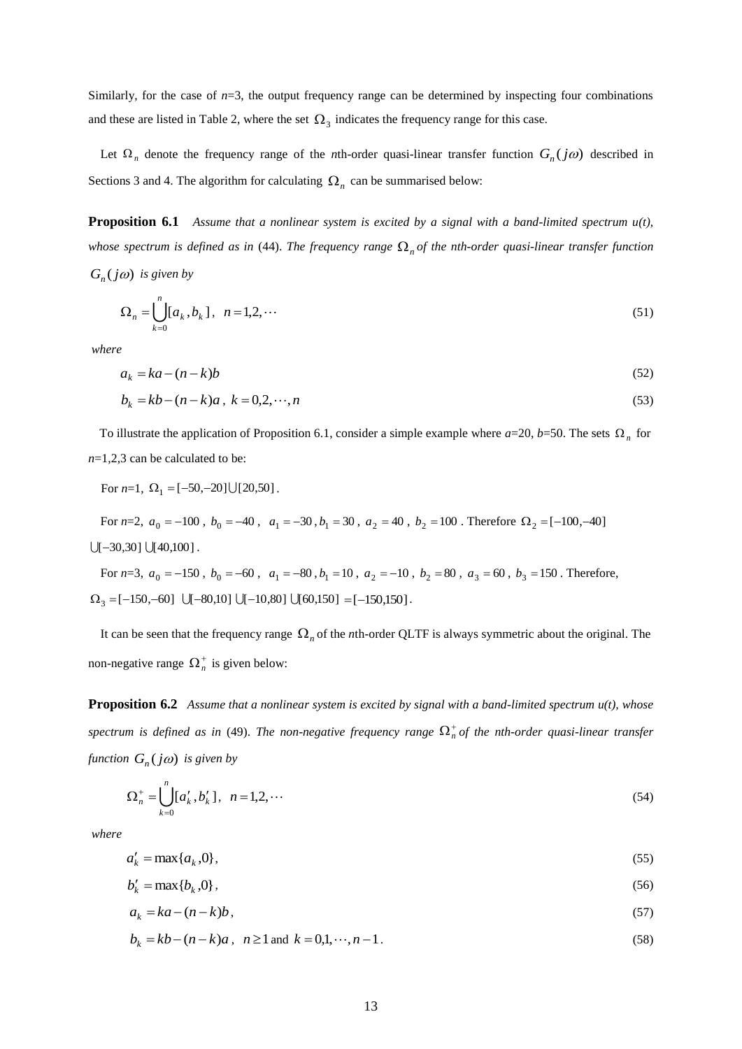Similarly, for the case of $n$=3, the output frequency range can be determined by inspecting four combinations and these are listed in Table 2, where the set $\Omega_3$ indicates the frequency range for this case.

Let $\Omega_n$ denote the frequency range of the $n$th-order quasi-linear transfer function $G_n(j\omega)$ described in Sections 3 and 4. The algorithm for calculating $\Omega_n$ can be summarised below:

**Proposition 6.1** *Assume that a nonlinear system is excited by a signal with a band-limited spectrum u(t), whose spectrum is defined as in* (44). *The frequency range $\Omega_n$ of the nth-order quasi-linear transfer function $G_n(j\omega)$ is given by*

$$\Omega_n = \bigcup_{k=0}^{n} [a_k, b_k], \quad n = 1, 2, \cdots \tag{51}$$

*where*

$$a_k = ka - (n-k)b \tag{52}$$

$$b_k = kb - (n-k)a, \; k = 0, 2, \cdots, n \tag{53}$$

To illustrate the application of Proposition 6.1, consider a simple example where $a$=20, $b$=50. The sets $\Omega_n$ for $n$=1,2,3 can be calculated to be:

For $n$=1, $\Omega_1 = [-50, -20] \cup [20, 50]$.

For $n$=2, $a_0 = -100$, $b_0 = -40$, $a_1 = -30$, $b_1 = 30$, $a_2 = 40$, $b_2 = 100$. Therefore $\Omega_2 = [-100, -40]$ $\cup [-30, 30] \cup [40, 100]$.

For $n$=3, $a_0 = -150$, $b_0 = -60$, $a_1 = -80$, $b_1 = 10$, $a_2 = -10$, $b_2 = 80$, $a_3 = 60$, $b_3 = 150$. Therefore, $\Omega_3 = [-150, -60] \cup [-80, 10] \cup [-10, 80] \cup [60, 150] = [-150, 150]$.

It can be seen that the frequency range $\Omega_n$ of the $n$th-order QLTF is always symmetric about the original. The non-negative range $\Omega_n^+$ is given below:

**Proposition 6.2** *Assume that a nonlinear system is excited by signal with a band-limited spectrum u(t), whose spectrum is defined as in* (49). *The non-negative frequency range $\Omega_n^+$ of the nth-order quasi-linear transfer function $G_n(j\omega)$ is given by*

$$\Omega_n^+ = \bigcup_{k=0}^{n} [a_k', b_k'], \quad n = 1, 2, \cdots \tag{54}$$

*where*

$$a_k' = \max\{a_k, 0\}, \tag{55}$$

$$b_k' = \max\{b_k, 0\}, \tag{56}$$

$$a_k = ka - (n-k)b, \tag{57}$$

$$b_k = kb - (n-k)a, \; n \ge 1 \text{ and } k = 0, 1, \cdots, n-1. \tag{58}$$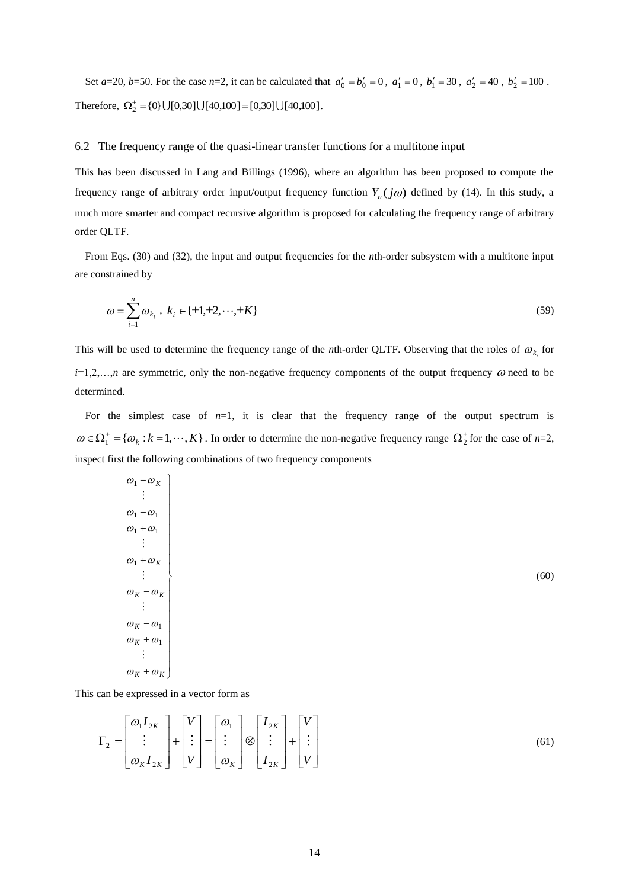Set $a$=20, $b$=50. For the case $n$=2, it can be calculated that $a'_0 = b'_0 = 0$, $a'_1 = 0$, $b'_1 = 30$, $a'_2 = 40$, $b'_2 = 100$. Therefore, $\Omega_2^+ = \{0\} \bigcup [0,30] \bigcup [40,100] = [0,30] \bigcup [40,100]$.

## 6.2 The frequency range of the quasi-linear transfer functions for a multitone input

This has been discussed in Lang and Billings (1996), where an algorithm has been proposed to compute the frequency range of arbitrary order input/output frequency function $Y_n(j\omega)$ defined by (14). In this study, a much more smarter and compact recursive algorithm is proposed for calculating the frequency range of arbitrary order QLTF.

From Eqs. (30) and (32), the input and output frequencies for the $n$th-order subsystem with a multitone input are constrained by

$$\omega = \sum_{i=1}^{n} \omega_{k_i}, \; k_i \in \{\pm 1, \pm 2, \cdots, \pm K\} \tag{59}$$

This will be used to determine the frequency range of the $n$th-order QLTF. Observing that the roles of $\omega_{k_i}$ for $i$=1,2,…,$n$ are symmetric, only the non-negative frequency components of the output frequency $\omega$ need to be determined.

For the simplest case of $n$=1, it is clear that the frequency range of the output spectrum is $\omega \in \Omega_1^+ = \{\omega_k : k = 1, \cdots, K\}$. In order to determine the non-negative frequency range $\Omega_2^+$ for the case of $n$=2, inspect first the following combinations of two frequency components

$$\left.\begin{array}{c} \omega_1 - \omega_K \\ \vdots \\ \omega_1 - \omega_1 \\ \omega_1 + \omega_1 \\ \vdots \\ \omega_1 + \omega_K \\ \vdots \\ \omega_K - \omega_K \\ \vdots \\ \omega_K - \omega_1 \\ \omega_K + \omega_1 \\ \vdots \\ \omega_K + \omega_K \end{array}\right\} \tag{60}$$

This can be expressed in a vector form as

$$\Gamma_2 = \begin{bmatrix} \omega_1 I_{2K} \\ \vdots \\ \omega_K I_{2K} \end{bmatrix} + \begin{bmatrix} V \\ \vdots \\ V \end{bmatrix} = \begin{bmatrix} \omega_1 \\ \vdots \\ \omega_K \end{bmatrix} \otimes \begin{bmatrix} I_{2K} \\ \vdots \\ I_{2K} \end{bmatrix} + \begin{bmatrix} V \\ \vdots \\ V \end{bmatrix} \tag{61}$$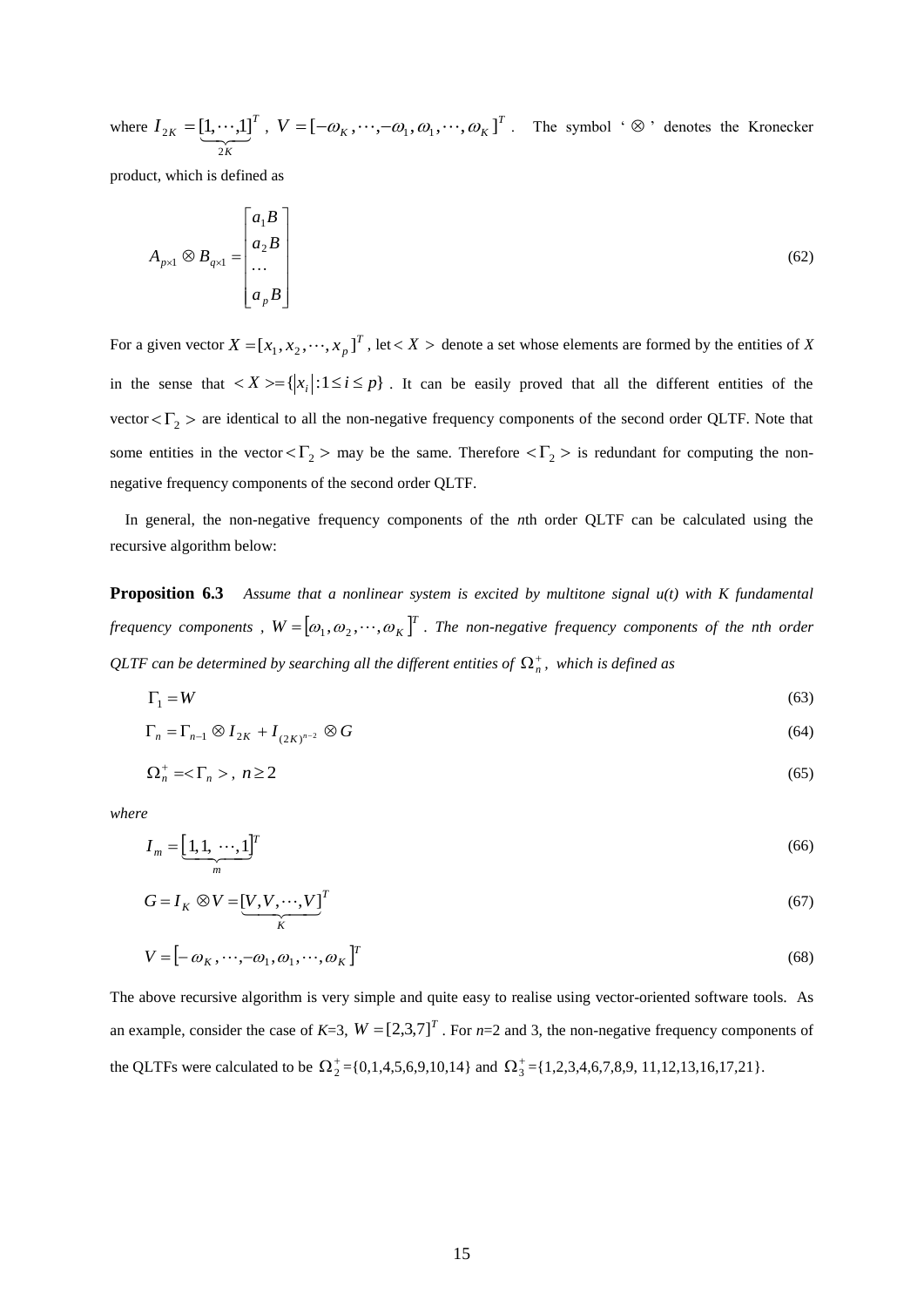where $I_{2K} = \underbrace{[1,\cdots,1]}_{2K}^T$, $V = [-\omega_K,\cdots,-\omega_1,\omega_1,\cdots,\omega_K]^T$. The symbol '$\otimes$' denotes the Kronecker product, which is defined as

$$A_{p\times 1} \otimes B_{q\times 1} = \begin{bmatrix} a_1 B \\ a_2 B \\ \cdots \\ a_p B \end{bmatrix} \tag{62}$$

For a given vector $X = [x_1, x_2, \cdots, x_p]^T$, let $< X >$ denote a set whose elements are formed by the entities of $X$ in the sense that $< X >= \{|x_i| : 1 \le i \le p\}$. It can be easily proved that all the different entities of the vector $< \Gamma_2 >$ are identical to all the non-negative frequency components of the second order QLTF. Note that some entities in the vector $< \Gamma_2 >$ may be the same. Therefore $< \Gamma_2 >$ is redundant for computing the non-negative frequency components of the second order QLTF.

In general, the non-negative frequency components of the *n*th order QLTF can be calculated using the recursive algorithm below:

**Proposition 6.3** *Assume that a nonlinear system is excited by multitone signal u(t) with K fundamental frequency components ,* $W = [\omega_1, \omega_2, \cdots, \omega_K]^T$ *. The non-negative frequency components of the nth order QLTF can be determined by searching all the different entities of* $\Omega_n^+$*, which is defined as*

$$\Gamma_1 = W \tag{63}$$

$$\Gamma_n = \Gamma_{n-1} \otimes I_{2K} + I_{(2K)^{n-2}} \otimes G \tag{64}$$

$$\Omega_n^+ =< \Gamma_n >,\ n \ge 2 \tag{65}$$

*where*

$$I_m = \underbrace{[1, 1, \ \cdots, 1]}_{m}^T \tag{66}$$

$$G = I_K \otimes V = \underbrace{[V, V, \cdots, V]}_{K}^T \tag{67}$$

$$V = [-\omega_K, \cdots, -\omega_1, \omega_1, \cdots, \omega_K]^T \tag{68}$$

The above recursive algorithm is very simple and quite easy to realise using vector-oriented software tools. As an example, consider the case of *K*=3, $W = [2, 3, 7]^T$. For *n*=2 and 3, the non-negative frequency components of the QLTFs were calculated to be $\Omega_2^+$={0,1,4,5,6,9,10,14} and $\Omega_3^+$={1,2,3,4,6,7,8,9, 11,12,13,16,17,21}.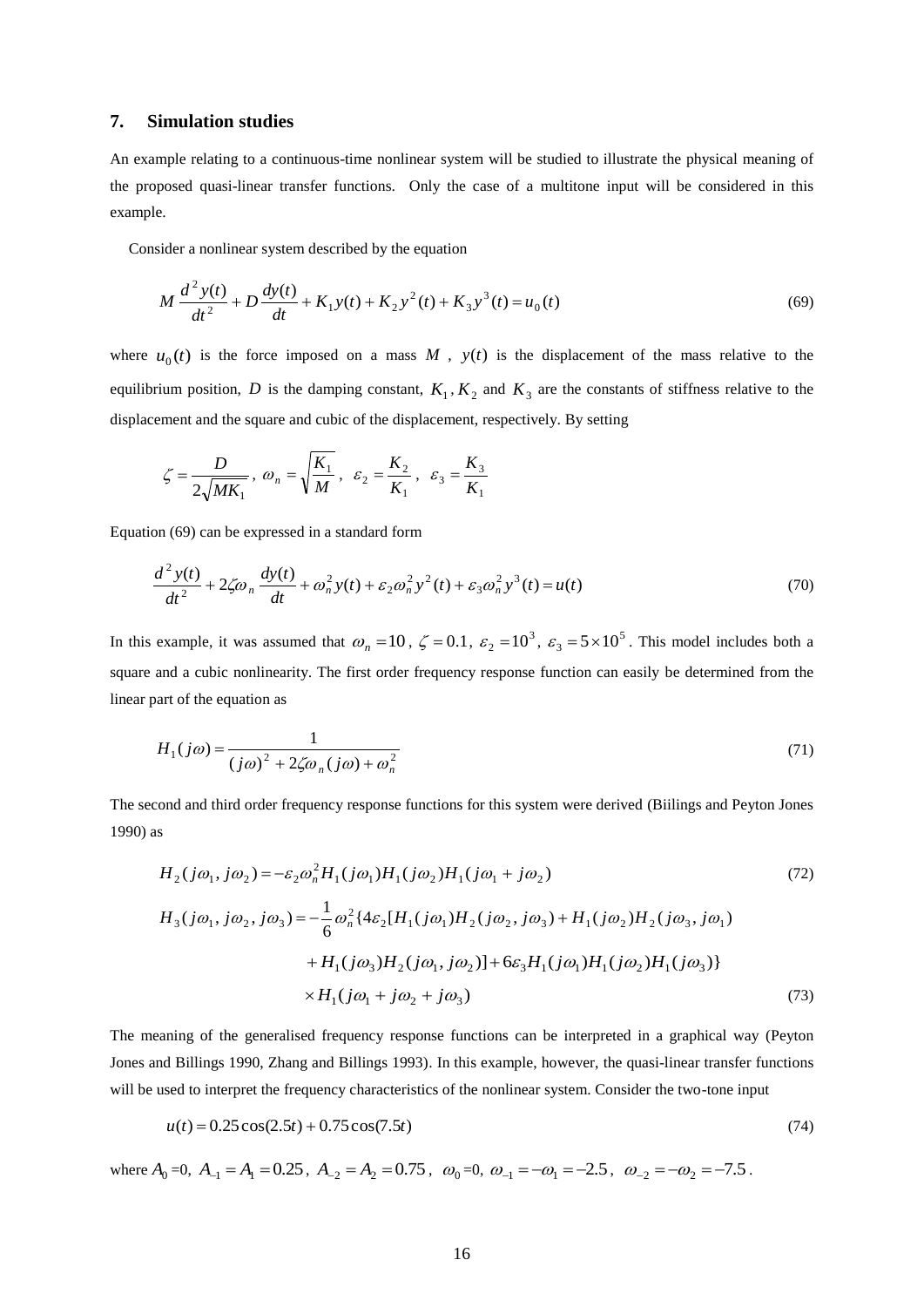## 7. Simulation studies

An example relating to a continuous-time nonlinear system will be studied to illustrate the physical meaning of the proposed quasi-linear transfer functions. Only the case of a multitone input will be considered in this example.

Consider a nonlinear system described by the equation

$$M\frac{d^2y(t)}{dt^2}+D\frac{dy(t)}{dt}+K_1y(t)+K_2y^2(t)+K_3y^3(t)=u_0(t) \tag{69}$$

where $u_0(t)$ is the force imposed on a mass $M$, $y(t)$ is the displacement of the mass relative to the equilibrium position, $D$ is the damping constant, $K_1, K_2$ and $K_3$ are the constants of stiffness relative to the displacement and the square and cubic of the displacement, respectively. By setting

$$\zeta=\frac{D}{2\sqrt{MK_1}},\ \omega_n=\sqrt{\frac{K_1}{M}},\ \ \varepsilon_2=\frac{K_2}{K_1},\ \ \varepsilon_3=\frac{K_3}{K_1}$$

Equation (69) can be expressed in a standard form

$$\frac{d^2y(t)}{dt^2}+2\zeta\omega_n\frac{dy(t)}{dt}+\omega_n^2y(t)+\varepsilon_2\omega_n^2y^2(t)+\varepsilon_3\omega_n^2y^3(t)=u(t) \tag{70}$$

In this example, it was assumed that $\omega_n=10$, $\zeta=0.1$, $\varepsilon_2=10^3$, $\varepsilon_3=5\times10^5$. This model includes both a square and a cubic nonlinearity. The first order frequency response function can easily be determined from the linear part of the equation as

$$H_1(j\omega)=\frac{1}{(j\omega)^2+2\zeta\omega_n(j\omega)+\omega_n^2} \tag{71}$$

The second and third order frequency response functions for this system were derived (Biilings and Peyton Jones 1990) as

$$H_2(j\omega_1,j\omega_2)=-\varepsilon_2\omega_n^2H_1(j\omega_1)H_1(j\omega_2)H_1(j\omega_1+j\omega_2) \tag{72}$$

$$\begin{aligned}H_3(j\omega_1,j\omega_2,j\omega_3)=&-\frac{1}{6}\omega_n^2\{4\varepsilon_2[H_1(j\omega_1)H_2(j\omega_2,j\omega_3)+H_1(j\omega_2)H_2(j\omega_3,j\omega_1)\\&+H_1(j\omega_3)H_2(j\omega_1,j\omega_2)]+6\varepsilon_3H_1(j\omega_1)H_1(j\omega_2)H_1(j\omega_3)\}\\&\times H_1(j\omega_1+j\omega_2+j\omega_3)\end{aligned} \tag{73}$$

The meaning of the generalised frequency response functions can be interpreted in a graphical way (Peyton Jones and Billings 1990, Zhang and Billings 1993). In this example, however, the quasi-linear transfer functions will be used to interpret the frequency characteristics of the nonlinear system. Consider the two-tone input

$$u(t)=0.25\cos(2.5t)+0.75\cos(7.5t) \tag{74}$$

where $A_0$=0, $A_{-1}=A_1=0.25$, $A_{-2}=A_2=0.75$, $\omega_0$=0, $\omega_{-1}=-\omega_1=-2.5$, $\omega_{-2}=-\omega_2=-7.5$.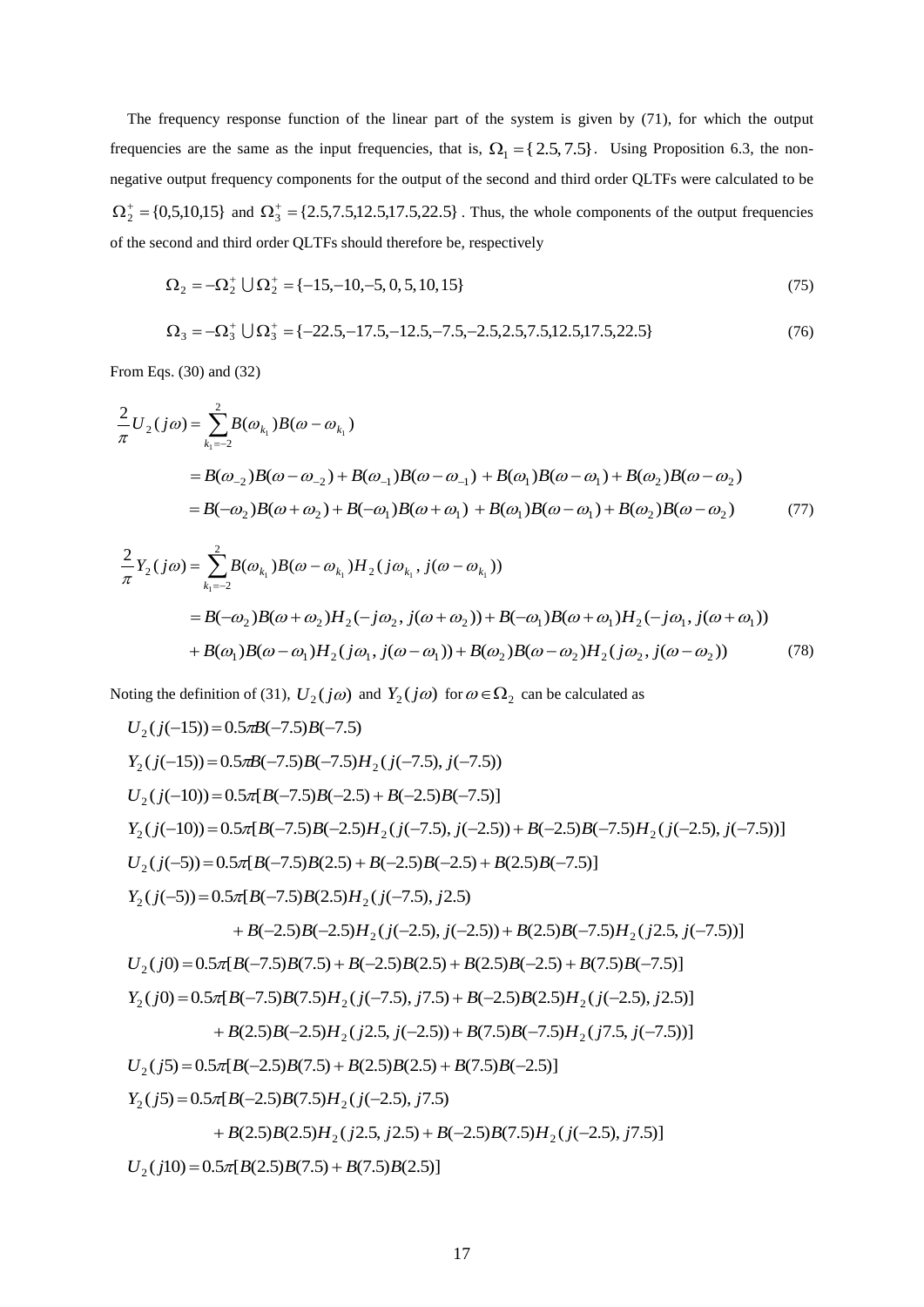The frequency response function of the linear part of the system is given by (71), for which the output frequencies are the same as the input frequencies, that is, $\Omega_1 = \{2.5, 7.5\}$. Using Proposition 6.3, the non-negative output frequency components for the output of the second and third order QLTFs were calculated to be $\Omega_2^+ = \{0,5,10,15\}$ and $\Omega_3^+ = \{2.5,7.5,12.5,17.5,22.5\}$. Thus, the whole components of the output frequencies of the second and third order QLTFs should therefore be, respectively

$$\Omega_2 = -\Omega_2^+ \bigcup \Omega_2^+ = \{-15,-10,-5,0,5,10,15\} \tag{75}$$

$$\Omega_3 = -\Omega_3^+ \bigcup \Omega_3^+ = \{-22.5,-17.5,-12.5,-7.5,-2.5,2.5,7.5,12.5,17.5,22.5\} \tag{76}$$

From Eqs. (30) and (32)

$$\begin{aligned}
\frac{2}{\pi}U_2(j\omega) &= \sum_{k_1=-2}^{2} B(\omega_{k_1})B(\omega-\omega_{k_1}) \\
&= B(\omega_{-2})B(\omega-\omega_{-2}) + B(\omega_{-1})B(\omega-\omega_{-1}) + B(\omega_1)B(\omega-\omega_1) + B(\omega_2)B(\omega-\omega_2) \\
&= B(-\omega_2)B(\omega+\omega_2) + B(-\omega_1)B(\omega+\omega_1) + B(\omega_1)B(\omega-\omega_1) + B(\omega_2)B(\omega-\omega_2)
\end{aligned} \tag{77}$$

$$\begin{aligned}
\frac{2}{\pi}Y_2(j\omega) &= \sum_{k_1=-2}^{2} B(\omega_{k_1})B(\omega-\omega_{k_1})H_2(j\omega_{k_1}, j(\omega-\omega_{k_1})) \\
&= B(-\omega_2)B(\omega+\omega_2)H_2(-j\omega_2, j(\omega+\omega_2)) + B(-\omega_1)B(\omega+\omega_1)H_2(-j\omega_1, j(\omega+\omega_1)) \\
&\quad + B(\omega_1)B(\omega-\omega_1)H_2(j\omega_1, j(\omega-\omega_1)) + B(\omega_2)B(\omega-\omega_2)H_2(j\omega_2, j(\omega-\omega_2))
\end{aligned} \tag{78}$$

Noting the definition of (31), $U_2(j\omega)$ and $Y_2(j\omega)$ for $\omega \in \Omega_2$ can be calculated as

$$U_2(j(-15)) = 0.5\pi B(-7.5)B(-7.5)$$

$$Y_2(j(-15)) = 0.5\pi B(-7.5)B(-7.5)H_2(j(-7.5), j(-7.5))$$

$$U_2(j(-10)) = 0.5\pi[B(-7.5)B(-2.5) + B(-2.5)B(-7.5)]$$

$$Y_2(j(-10)) = 0.5\pi[B(-7.5)B(-2.5)H_2(j(-7.5), j(-2.5)) + B(-2.5)B(-7.5)H_2(j(-2.5), j(-7.5))]$$

$$U_2(j(-5)) = 0.5\pi[B(-7.5)B(2.5) + B(-2.5)B(-2.5) + B(2.5)B(-7.5)]$$

$$\begin{aligned}
Y_2(j(-5)) = 0.5\pi[&B(-7.5)B(2.5)H_2(j(-7.5), j2.5) \\
&+ B(-2.5)B(-2.5)H_2(j(-2.5), j(-2.5)) + B(2.5)B(-7.5)H_2(j2.5, j(-7.5))]
\end{aligned}$$

$$U_2(j0) = 0.5\pi[B(-7.5)B(7.5) + B(-2.5)B(2.5) + B(2.5)B(-2.5) + B(7.5)B(-7.5)]$$

$$\begin{aligned}
Y_2(j0) = 0.5\pi[&B(-7.5)B(7.5)H_2(j(-7.5), j7.5) + B(-2.5)B(2.5)H_2(j(-2.5), j2.5)] \\
&+ B(2.5)B(-2.5)H_2(j2.5, j(-2.5)) + B(7.5)B(-7.5)H_2(j7.5, j(-7.5))]
\end{aligned}$$

$$U_2(j5) = 0.5\pi[B(-2.5)B(7.5) + B(2.5)B(2.5) + B(7.5)B(-2.5)]$$

$$\begin{aligned}
Y_2(j5) = 0.5\pi[&B(-2.5)B(7.5)H_2(j(-2.5), j7.5) \\
&+ B(2.5)B(2.5)H_2(j2.5, j2.5) + B(-2.5)B(7.5)H_2(j(-2.5), j7.5)]
\end{aligned}$$

$$U_2(j10) = 0.5\pi[B(2.5)B(7.5) + B(7.5)B(2.5)]$$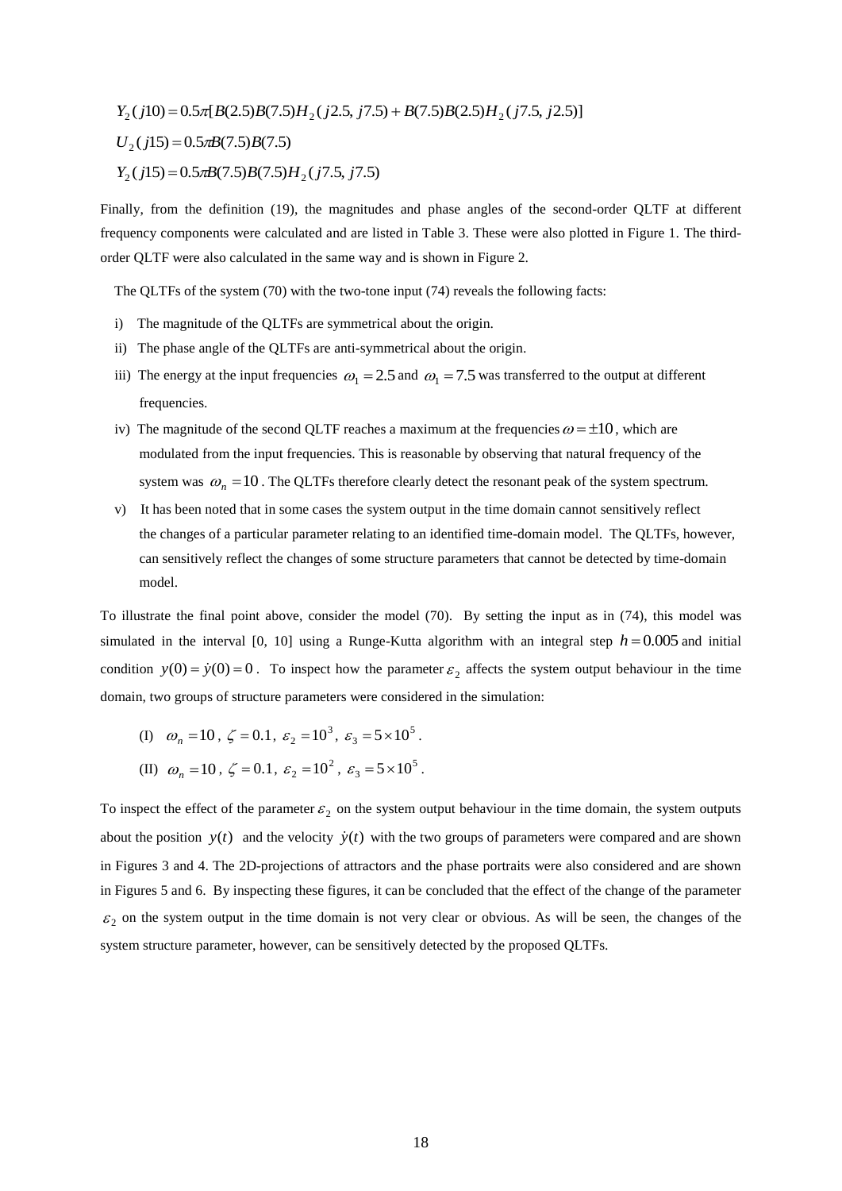$$Y_2(j10) = 0.5\pi[B(2.5)B(7.5)H_2(j2.5,\ j7.5) + B(7.5)B(2.5)H_2(j7.5,\ j2.5)]$$

$$U_2(j15) = 0.5\pi B(7.5)B(7.5)$$

$$Y_2(j15) = 0.5\pi B(7.5)B(7.5)H_2(j7.5,\ j7.5)$$

Finally, from the definition (19), the magnitudes and phase angles of the second-order QLTF at different frequency components were calculated and are listed in Table 3. These were also plotted in Figure 1. The third-order QLTF were also calculated in the same way and is shown in Figure 2.

The QLTFs of the system (70) with the two-tone input (74) reveals the following facts:

i) The magnitude of the QLTFs are symmetrical about the origin.

ii) The phase angle of the QLTFs are anti-symmetrical about the origin.

iii) The energy at the input frequencies $\omega_1 = 2.5$ and $\omega_1 = 7.5$ was transferred to the output at different frequencies.

iv) The magnitude of the second QLTF reaches a maximum at the frequencies $\omega = \pm 10$, which are modulated from the input frequencies. This is reasonable by observing that natural frequency of the system was $\omega_n = 10$. The QLTFs therefore clearly detect the resonant peak of the system spectrum.

v) It has been noted that in some cases the system output in the time domain cannot sensitively reflect the changes of a particular parameter relating to an identified time-domain model. The QLTFs, however, can sensitively reflect the changes of some structure parameters that cannot be detected by time-domain model.

To illustrate the final point above, consider the model (70). By setting the input as in (74), this model was simulated in the interval [0, 10] using a Runge-Kutta algorithm with an integral step $h = 0.005$ and initial condition $y(0) = \dot{y}(0) = 0$. To inspect how the parameter $\varepsilon_2$ affects the system output behaviour in the time domain, two groups of structure parameters were considered in the simulation:

(I) $\omega_n = 10$, $\zeta = 0.1$, $\varepsilon_2 = 10^3$, $\varepsilon_3 = 5 \times 10^5$.

(II) $\omega_n = 10$, $\zeta = 0.1$, $\varepsilon_2 = 10^2$, $\varepsilon_3 = 5 \times 10^5$.

To inspect the effect of the parameter $\varepsilon_2$ on the system output behaviour in the time domain, the system outputs about the position $y(t)$ and the velocity $\dot{y}(t)$ with the two groups of parameters were compared and are shown in Figures 3 and 4. The 2D-projections of attractors and the phase portraits were also considered and are shown in Figures 5 and 6. By inspecting these figures, it can be concluded that the effect of the change of the parameter $\varepsilon_2$ on the system output in the time domain is not very clear or obvious. As will be seen, the changes of the system structure parameter, however, can be sensitively detected by the proposed QLTFs.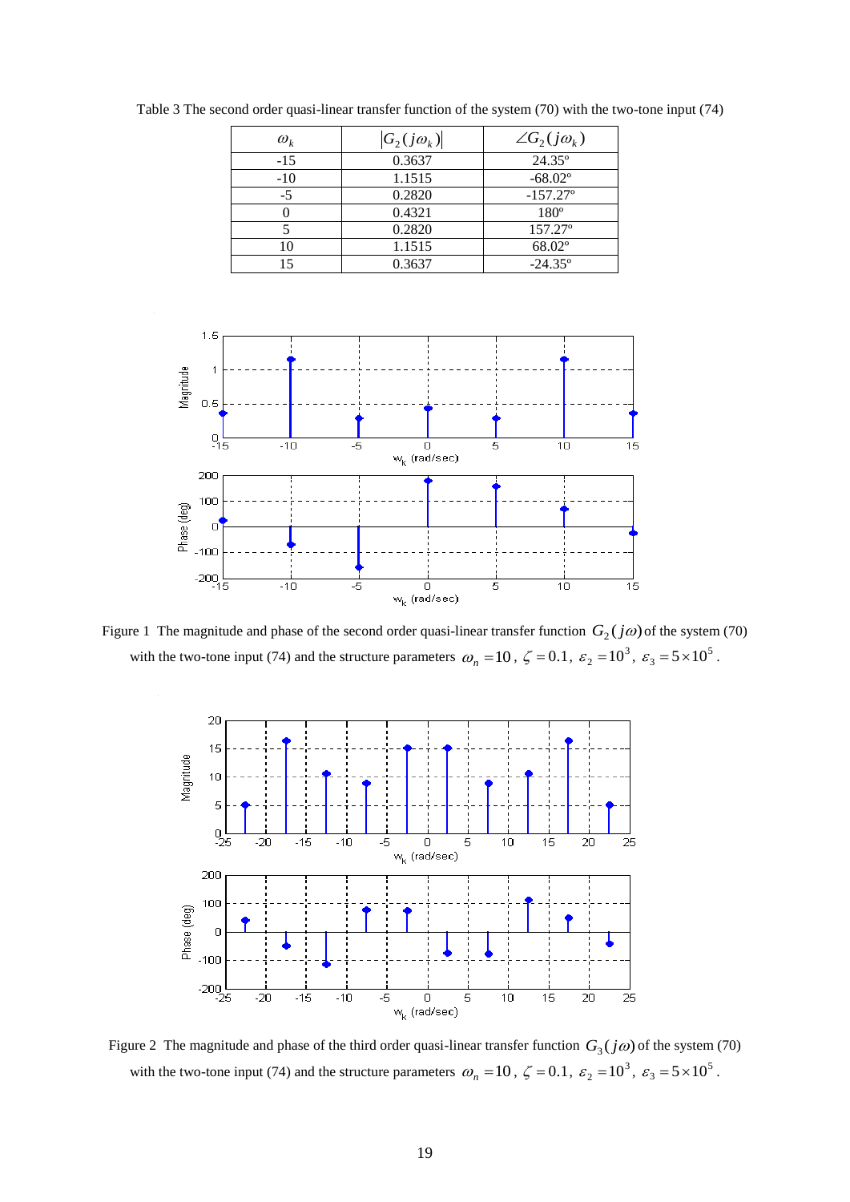Table 3 The second order quasi-linear transfer function of the system (70) with the two-tone input (74)

| $\omega_k$ | $\lvert G_2(j\omega_k)\rvert$ | $\angle G_2(j\omega_k)$ |
|---|---|---|
| -15 | 0.3637 | 24.35º |
| -10 | 1.1515 | -68.02º |
| -5 | 0.2820 | -157.27º |
| 0 | 0.4321 | 180º |
| 5 | 0.2820 | 157.27º |
| 10 | 1.1515 | 68.02º |
| 15 | 0.3637 | -24.35º |

Figure 1 The magnitude and phase of the second order quasi-linear transfer function $G_2(j\omega)$ of the system (70) with the two-tone input (74) and the structure parameters $\omega_n = 10$, $\zeta = 0.1$, $\varepsilon_2 = 10^3$, $\varepsilon_3 = 5\times10^5$.

Figure 2 The magnitude and phase of the third order quasi-linear transfer function $G_3(j\omega)$ of the system (70) with the two-tone input (74) and the structure parameters $\omega_n = 10$, $\zeta = 0.1$, $\varepsilon_2 = 10^3$, $\varepsilon_3 = 5\times10^5$.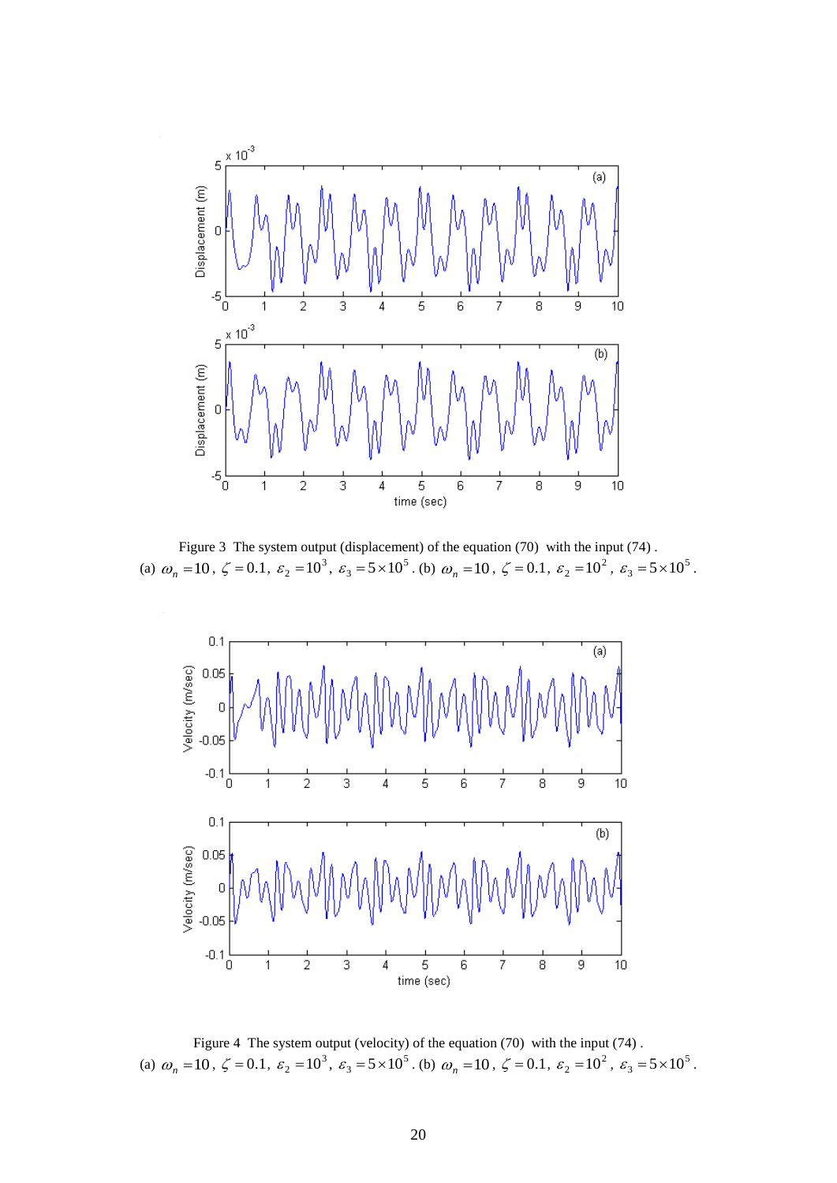Figure 3 The system output (displacement) of the equation (70) with the input (74).
(a) $\omega_n = 10$, $\zeta = 0.1$, $\varepsilon_2 = 10^3$, $\varepsilon_3 = 5\times10^5$. (b) $\omega_n = 10$, $\zeta = 0.1$, $\varepsilon_2 = 10^2$, $\varepsilon_3 = 5\times10^5$.

Figure 4 The system output (velocity) of the equation (70) with the input (74).
(a) $\omega_n = 10$, $\zeta = 0.1$, $\varepsilon_2 = 10^3$, $\varepsilon_3 = 5\times10^5$. (b) $\omega_n = 10$, $\zeta = 0.1$, $\varepsilon_2 = 10^2$, $\varepsilon_3 = 5\times10^5$.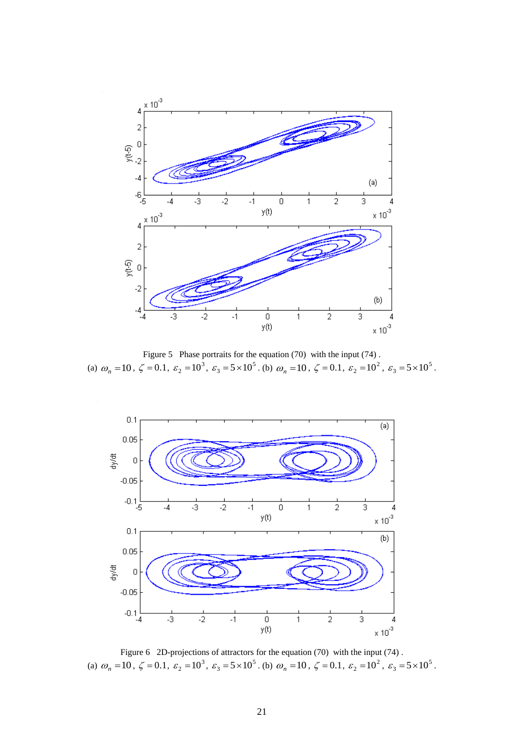Figure 5 Phase portraits for the equation (70) with the input (74) .
(a) $\omega_n = 10$, $\zeta = 0.1$, $\varepsilon_2 = 10^3$, $\varepsilon_3 = 5\times10^5$. (b) $\omega_n = 10$, $\zeta = 0.1$, $\varepsilon_2 = 10^2$, $\varepsilon_3 = 5\times10^5$.

Figure 6 2D-projections of attractors for the equation (70) with the input (74) .
(a) $\omega_n = 10$, $\zeta = 0.1$, $\varepsilon_2 = 10^3$, $\varepsilon_3 = 5\times10^5$. (b) $\omega_n = 10$, $\zeta = 0.1$, $\varepsilon_2 = 10^2$, $\varepsilon_3 = 5\times10^5$.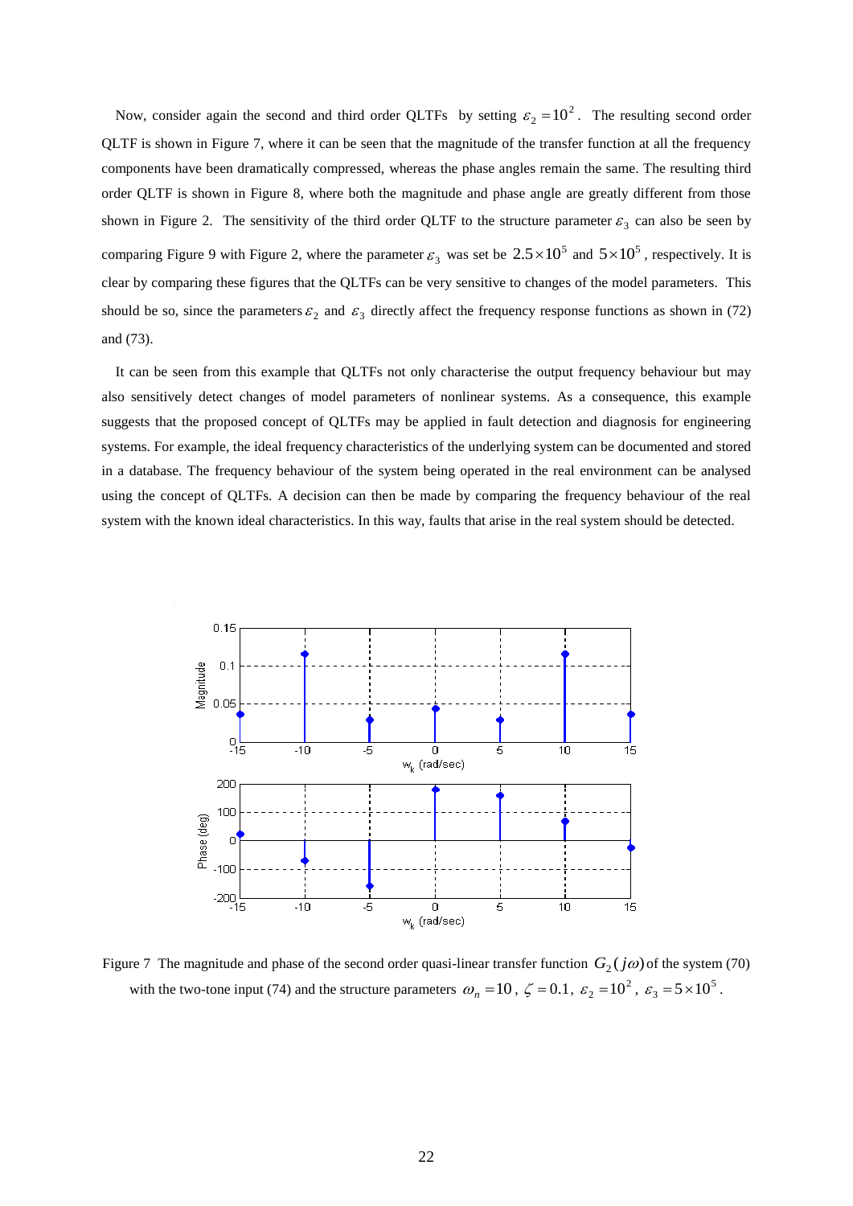Now, consider again the second and third order QLTFs by setting $\varepsilon_2 = 10^2$. The resulting second order QLTF is shown in Figure 7, where it can be seen that the magnitude of the transfer function at all the frequency components have been dramatically compressed, whereas the phase angles remain the same. The resulting third order QLTF is shown in Figure 8, where both the magnitude and phase angle are greatly different from those shown in Figure 2. The sensitivity of the third order QLTF to the structure parameter $\varepsilon_3$ can also be seen by comparing Figure 9 with Figure 2, where the parameter $\varepsilon_3$ was set be $2.5\times10^5$ and $5\times10^5$, respectively. It is clear by comparing these figures that the QLTFs can be very sensitive to changes of the model parameters. This should be so, since the parameters $\varepsilon_2$ and $\varepsilon_3$ directly affect the frequency response functions as shown in (72) and (73).

It can be seen from this example that QLTFs not only characterise the output frequency behaviour but may also sensitively detect changes of model parameters of nonlinear systems. As a consequence, this example suggests that the proposed concept of QLTFs may be applied in fault detection and diagnosis for engineering systems. For example, the ideal frequency characteristics of the underlying system can be documented and stored in a database. The frequency behaviour of the system being operated in the real environment can be analysed using the concept of QLTFs. A decision can then be made by comparing the frequency behaviour of the real system with the known ideal characteristics. In this way, faults that arise in the real system should be detected.

Figure 7 The magnitude and phase of the second order quasi-linear transfer function $G_2(j\omega)$ of the system (70) with the two-tone input (74) and the structure parameters $\omega_n = 10$, $\zeta = 0.1$, $\varepsilon_2 = 10^2$, $\varepsilon_3 = 5\times10^5$.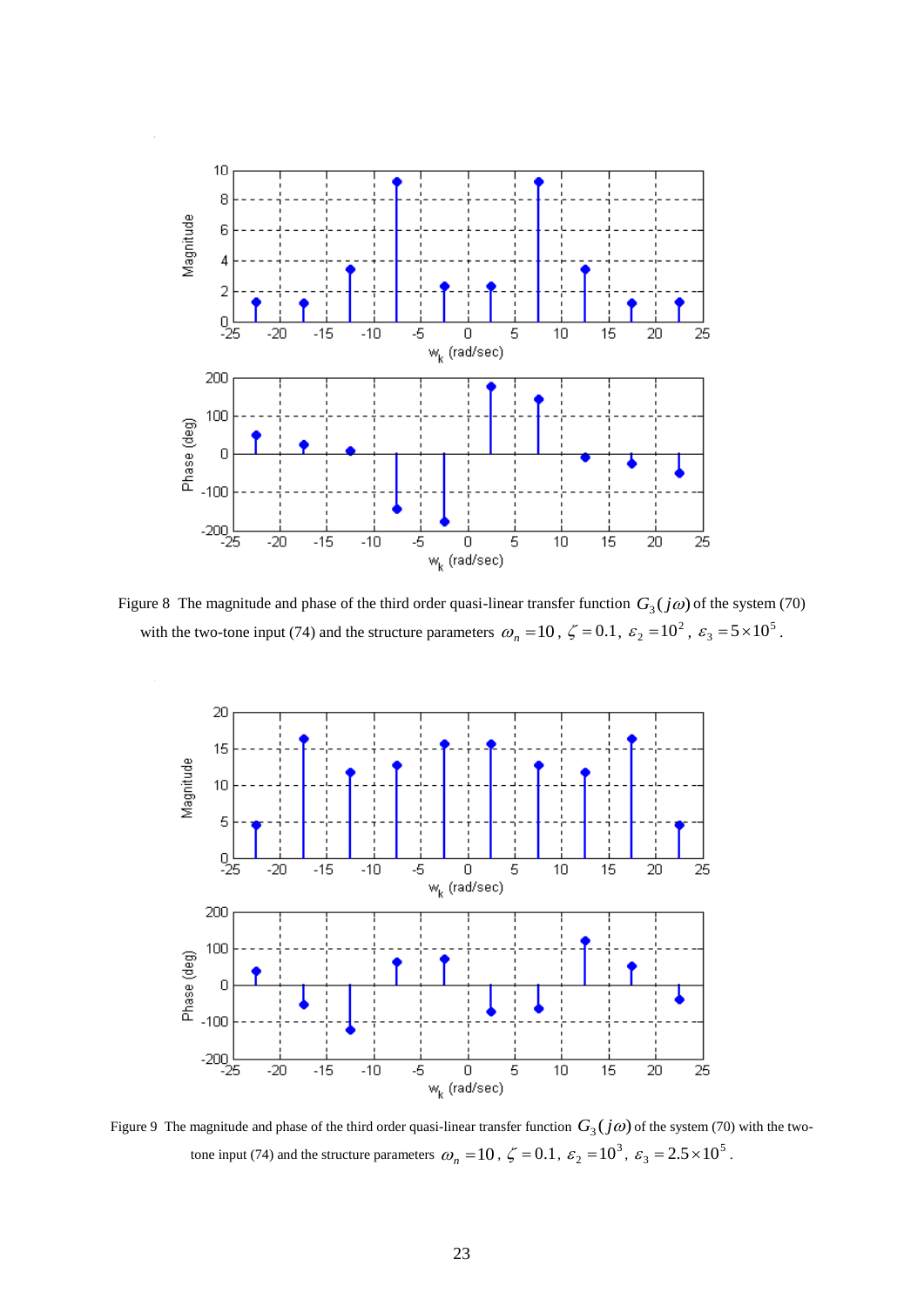Figure 8 The magnitude and phase of the third order quasi-linear transfer function $G_3(j\omega)$ of the system (70) with the two-tone input (74) and the structure parameters $\omega_n = 10$, $\zeta = 0.1$, $\varepsilon_2 = 10^2$, $\varepsilon_3 = 5\times10^5$.

Figure 9 The magnitude and phase of the third order quasi-linear transfer function $G_3(j\omega)$ of the system (70) with the two-tone input (74) and the structure parameters $\omega_n = 10$, $\zeta = 0.1$, $\varepsilon_2 = 10^3$, $\varepsilon_3 = 2.5\times10^5$.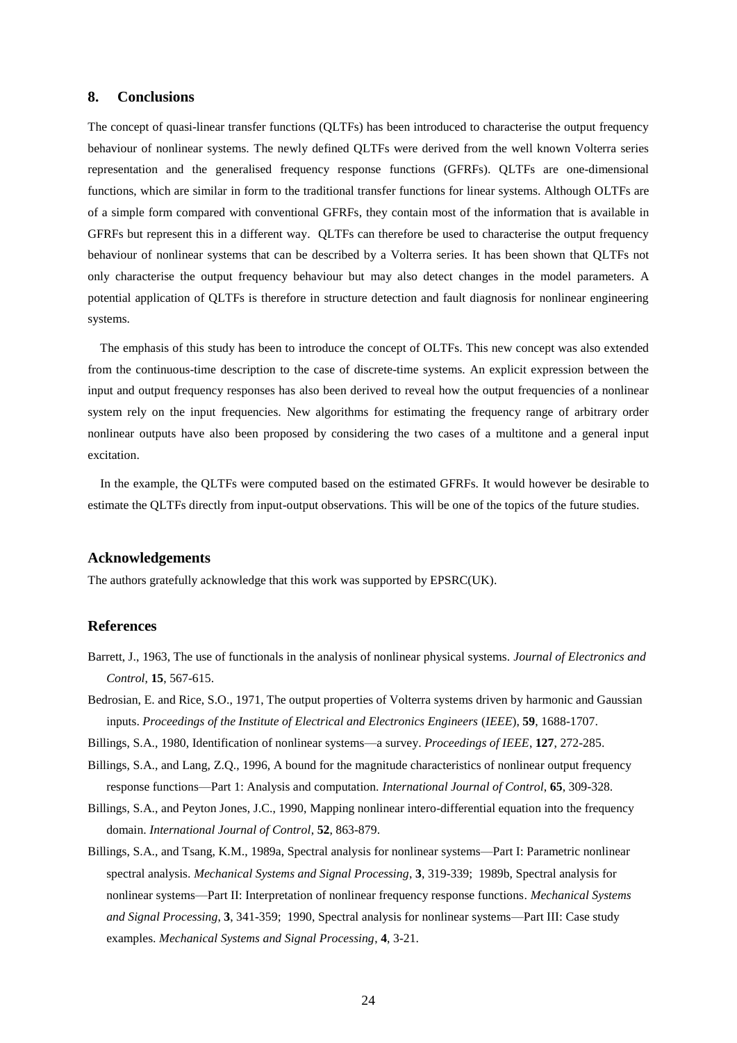## 8. Conclusions

The concept of quasi-linear transfer functions (QLTFs) has been introduced to characterise the output frequency behaviour of nonlinear systems. The newly defined QLTFs were derived from the well known Volterra series representation and the generalised frequency response functions (GFRFs). QLTFs are one-dimensional functions, which are similar in form to the traditional transfer functions for linear systems. Although OLTFs are of a simple form compared with conventional GFRFs, they contain most of the information that is available in GFRFs but represent this in a different way. QLTFs can therefore be used to characterise the output frequency behaviour of nonlinear systems that can be described by a Volterra series. It has been shown that QLTFs not only characterise the output frequency behaviour but may also detect changes in the model parameters. A potential application of QLTFs is therefore in structure detection and fault diagnosis for nonlinear engineering systems.

The emphasis of this study has been to introduce the concept of OLTFs. This new concept was also extended from the continuous-time description to the case of discrete-time systems. An explicit expression between the input and output frequency responses has also been derived to reveal how the output frequencies of a nonlinear system rely on the input frequencies. New algorithms for estimating the frequency range of arbitrary order nonlinear outputs have also been proposed by considering the two cases of a multitone and a general input excitation.

In the example, the QLTFs were computed based on the estimated GFRFs. It would however be desirable to estimate the QLTFs directly from input-output observations. This will be one of the topics of the future studies.

## Acknowledgements

The authors gratefully acknowledge that this work was supported by EPSRC(UK).

## References

Barrett, J., 1963, The use of functionals in the analysis of nonlinear physical systems. *Journal of Electronics and Control*, **15**, 567-615.

Bedrosian, E. and Rice, S.O., 1971, The output properties of Volterra systems driven by harmonic and Gaussian inputs. *Proceedings of the Institute of Electrical and Electronics Engineers* (*IEEE*), **59**, 1688-1707.

Billings, S.A., 1980, Identification of nonlinear systems—a survey. *Proceedings of IEEE*, **127**, 272-285.

Billings, S.A., and Lang, Z.Q., 1996, A bound for the magnitude characteristics of nonlinear output frequency response functions—Part 1: Analysis and computation. *International Journal of Control*, **65**, 309-328.

Billings, S.A., and Peyton Jones, J.C., 1990, Mapping nonlinear intero-differential equation into the frequency domain. *International Journal of Control*, **52**, 863-879.

Billings, S.A., and Tsang, K.M., 1989a, Spectral analysis for nonlinear systems—Part I: Parametric nonlinear spectral analysis. *Mechanical Systems and Signal Processing*, **3**, 319-339; 1989b, Spectral analysis for nonlinear systems—Part II: Interpretation of nonlinear frequency response functions. *Mechanical Systems and Signal Processing*, **3**, 341-359; 1990, Spectral analysis for nonlinear systems—Part III: Case study examples. *Mechanical Systems and Signal Processing*, **4**, 3-21.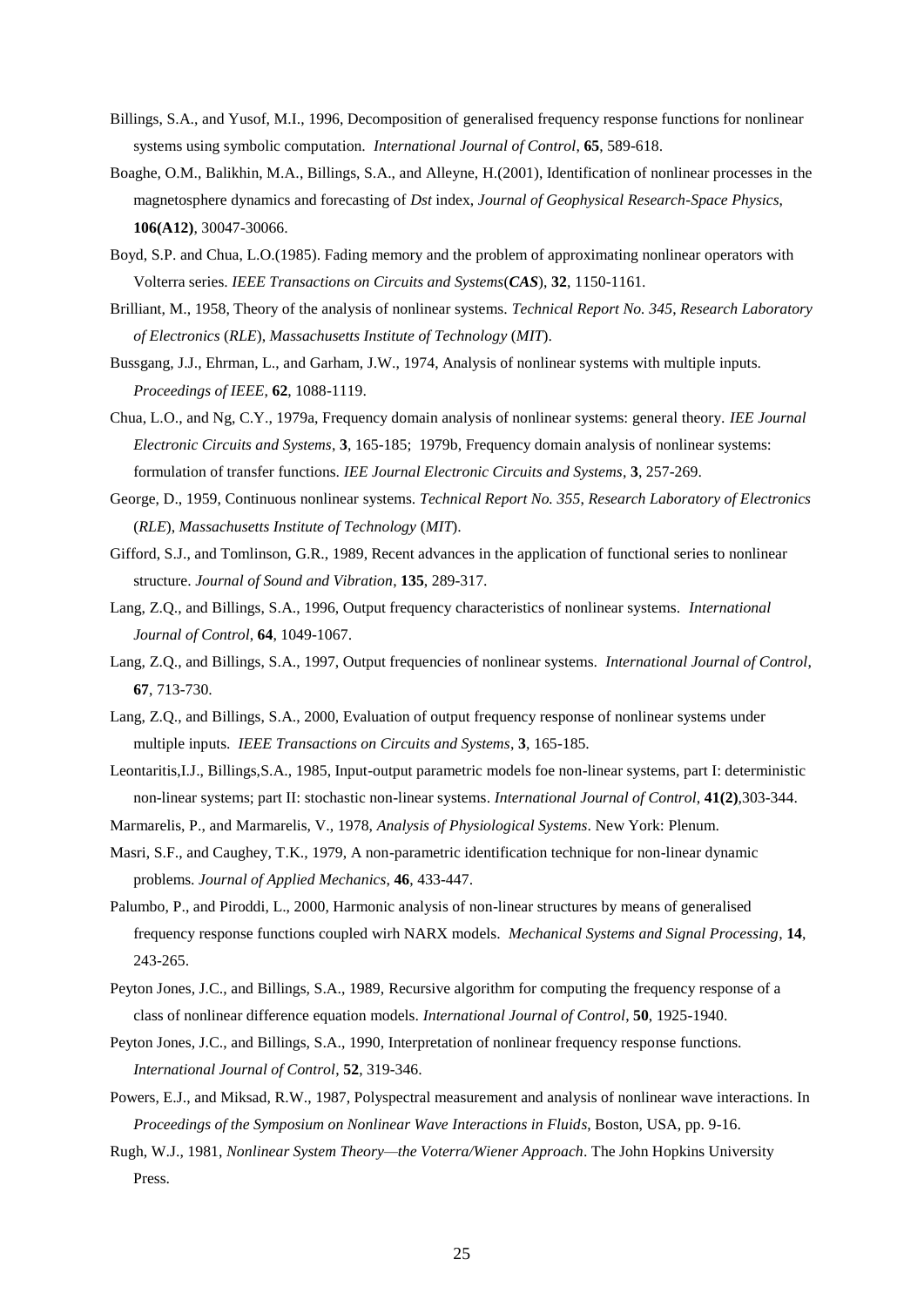Billings, S.A., and Yusof, M.I., 1996, Decomposition of generalised frequency response functions for nonlinear systems using symbolic computation. *International Journal of Control*, **65**, 589-618.

Boaghe, O.M., Balikhin, M.A., Billings, S.A., and Alleyne, H.(2001), Identification of nonlinear processes in the magnetosphere dynamics and forecasting of *Dst* index, *Journal of Geophysical Research-Space Physics*, **106(A12)**, 30047-30066.

Boyd, S.P. and Chua, L.O.(1985). Fading memory and the problem of approximating nonlinear operators with Volterra series. *IEEE Transactions on Circuits and Systems*(***CAS***), **32**, 1150-1161.

Brilliant, M., 1958, Theory of the analysis of nonlinear systems. *Technical Report No. 345, Research Laboratory of Electronics* (*RLE*), *Massachusetts Institute of Technology* (*MIT*).

Bussgang, J.J., Ehrman, L., and Garham, J.W., 1974, Analysis of nonlinear systems with multiple inputs. *Proceedings of IEEE*, **62**, 1088-1119.

Chua, L.O., and Ng, C.Y., 1979a, Frequency domain analysis of nonlinear systems: general theory. *IEE Journal Electronic Circuits and Systems*, **3**, 165-185; 1979b, Frequency domain analysis of nonlinear systems: formulation of transfer functions. *IEE Journal Electronic Circuits and Systems*, **3**, 257-269.

George, D., 1959, Continuous nonlinear systems. *Technical Report No. 355, Research Laboratory of Electronics* (*RLE*), *Massachusetts Institute of Technology* (*MIT*).

Gifford, S.J., and Tomlinson, G.R., 1989, Recent advances in the application of functional series to nonlinear structure. *Journal of Sound and Vibration*, **135**, 289-317.

Lang, Z.Q., and Billings, S.A., 1996, Output frequency characteristics of nonlinear systems. *International Journal of Control*, **64**, 1049-1067.

Lang, Z.Q., and Billings, S.A., 1997, Output frequencies of nonlinear systems. *International Journal of Control*, **67**, 713-730.

Lang, Z.Q., and Billings, S.A., 2000, Evaluation of output frequency response of nonlinear systems under multiple inputs. *IEEE Transactions on Circuits and Systems*, **3**, 165-185.

Leontaritis,I.J., Billings,S.A., 1985, Input-output parametric models foe non-linear systems, part I: deterministic non-linear systems; part II: stochastic non-linear systems. *International Journal of Control*, **41(2)**,303-344.

Marmarelis, P., and Marmarelis, V., 1978, *Analysis of Physiological Systems*. New York: Plenum.

Masri, S.F., and Caughey, T.K., 1979, A non-parametric identification technique for non-linear dynamic problems. *Journal of Applied Mechanics*, **46**, 433-447.

Palumbo, P., and Piroddi, L., 2000, Harmonic analysis of non-linear structures by means of generalised frequency response functions coupled wirh NARX models. *Mechanical Systems and Signal Processing*, **14**, 243-265.

Peyton Jones, J.C., and Billings, S.A., 1989, Recursive algorithm for computing the frequency response of a class of nonlinear difference equation models. *International Journal of Control*, **50**, 1925-1940.

Peyton Jones, J.C., and Billings, S.A., 1990, Interpretation of nonlinear frequency response functions. *International Journal of Control*, **52**, 319-346.

Powers, E.J., and Miksad, R.W., 1987, Polyspectral measurement and analysis of nonlinear wave interactions. In *Proceedings of the Symposium on Nonlinear Wave Interactions in Fluids*, Boston, USA, pp. 9-16.

Rugh, W.J., 1981, *Nonlinear System Theory—the Voterra/Wiener Approach*. The John Hopkins University Press.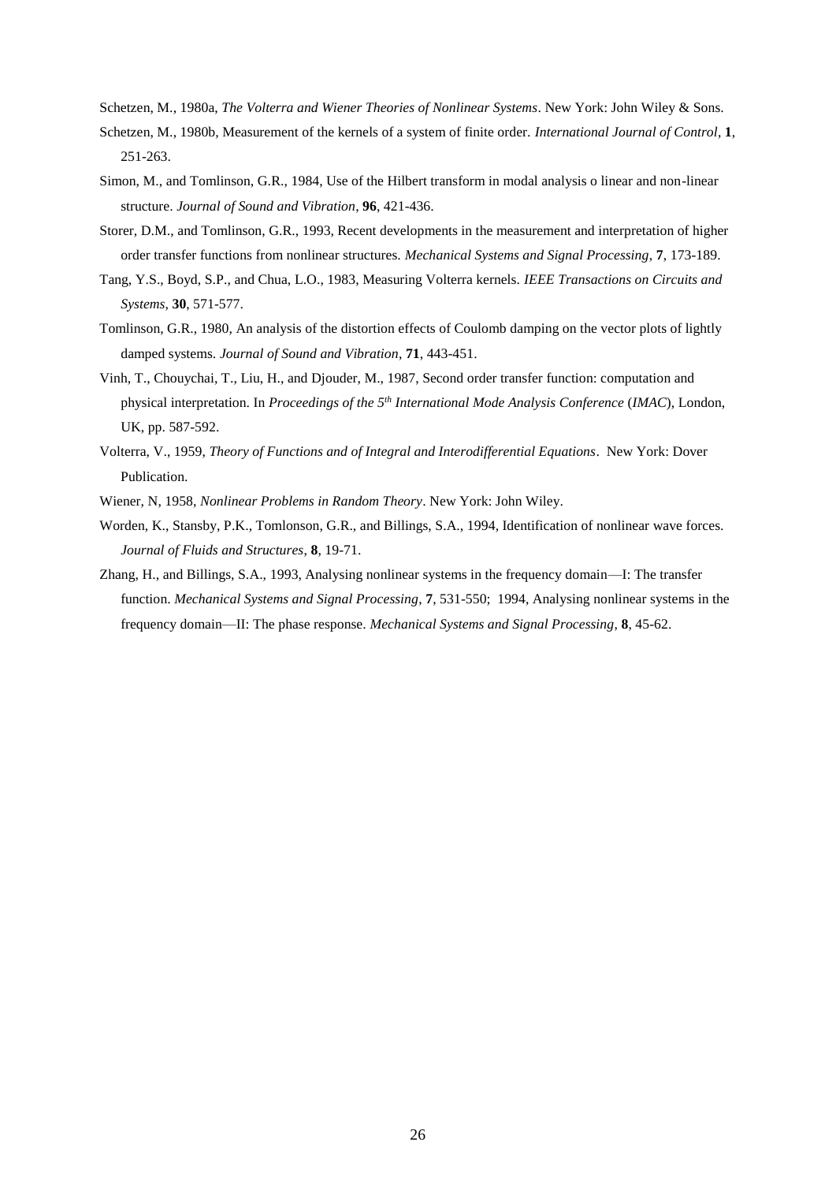Schetzen, M., 1980a, *The Volterra and Wiener Theories of Nonlinear Systems*. New York: John Wiley & Sons.

Schetzen, M., 1980b, Measurement of the kernels of a system of finite order. *International Journal of Control*, **1**, 251-263.

Simon, M., and Tomlinson, G.R., 1984, Use of the Hilbert transform in modal analysis o linear and non-linear structure. *Journal of Sound and Vibration*, **96**, 421-436.

Storer, D.M., and Tomlinson, G.R., 1993, Recent developments in the measurement and interpretation of higher order transfer functions from nonlinear structures. *Mechanical Systems and Signal Processing*, **7**, 173-189.

Tang, Y.S., Boyd, S.P., and Chua, L.O., 1983, Measuring Volterra kernels. *IEEE Transactions on Circuits and Systems*, **30**, 571-577.

Tomlinson, G.R., 1980, An analysis of the distortion effects of Coulomb damping on the vector plots of lightly damped systems. *Journal of Sound and Vibration*, **71**, 443-451.

Vinh, T., Chouychai, T., Liu, H., and Djouder, M., 1987, Second order transfer function: computation and physical interpretation. In *Proceedings of the 5th International Mode Analysis Conference* (*IMAC*), London, UK, pp. 587-592.

Volterra, V., 1959, *Theory of Functions and of Integral and Interodifferential Equations*. New York: Dover Publication.

Wiener, N, 1958, *Nonlinear Problems in Random Theory*. New York: John Wiley.

Worden, K., Stansby, P.K., Tomlonson, G.R., and Billings, S.A., 1994, Identification of nonlinear wave forces. *Journal of Fluids and Structures*, **8**, 19-71.

Zhang, H., and Billings, S.A., 1993, Analysing nonlinear systems in the frequency domain—I: The transfer function. *Mechanical Systems and Signal Processing*, **7**, 531-550; 1994, Analysing nonlinear systems in the frequency domain—II: The phase response. *Mechanical Systems and Signal Processing*, **8**, 45-62.